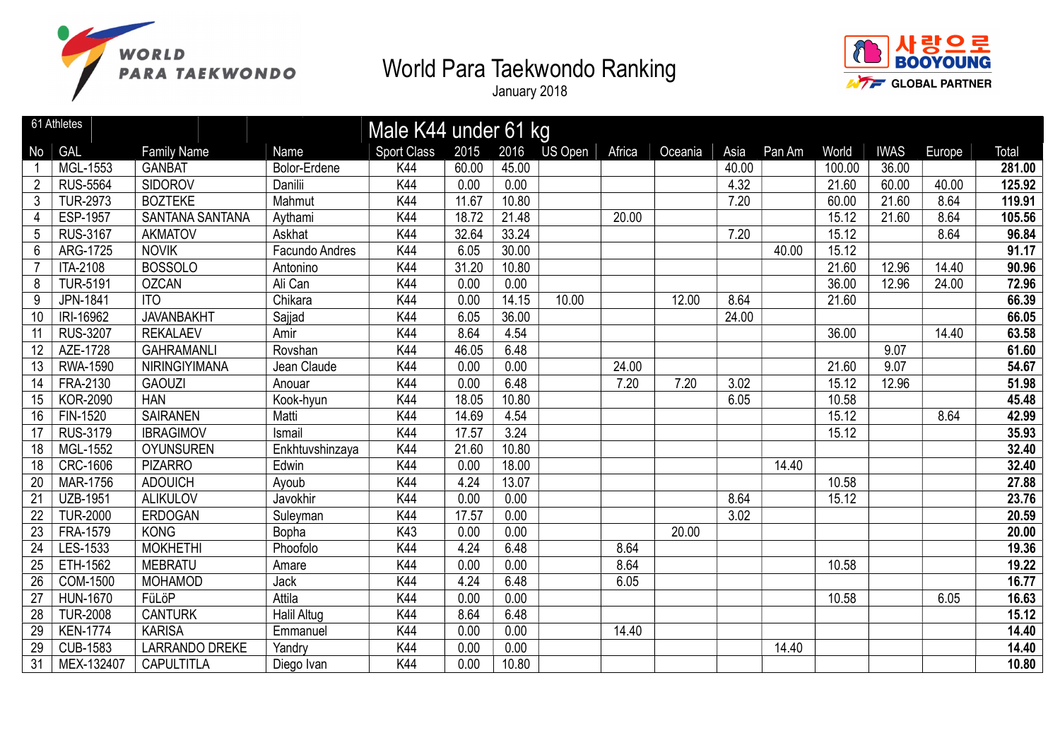# World Para Taekwondo Ranking

January 2018

## Male K44 under 61 kg

61 Athletes

| No | GAL | Family Name | Name | Sport Class | 2015 | 2016 | US Open | Africa | Oceania | Asia | Pan Am | World | IWAS | Europe | Total |
|---|---|---|---|---|---|---|---|---|---|---|---|---|---|---|---|
| 1 | MGL-1553 | GANBAT | Bolor-Erdene | K44 | 60.00 | 45.00 | | | | 40.00 | | 100.00 | 36.00 | | **281.00** |
| 2 | RUS-5564 | SIDOROV | Danilii | K44 | 0.00 | 0.00 | | | | 4.32 | | 21.60 | 60.00 | 40.00 | **125.92** |
| 3 | TUR-2973 | BOZTEKE | Mahmut | K44 | 11.67 | 10.80 | | | | 7.20 | | 60.00 | 21.60 | 8.64 | **119.91** |
| 4 | ESP-1957 | SANTANA SANTANA | Aythami | K44 | 18.72 | 21.48 | | 20.00 | | | | 15.12 | 21.60 | 8.64 | **105.56** |
| 5 | RUS-3167 | AKMATOV | Askhat | K44 | 32.64 | 33.24 | | | | 7.20 | | 15.12 | | 8.64 | **96.84** |
| 6 | ARG-1725 | NOVIK | Facundo Andres | K44 | 6.05 | 30.00 | | | | | 40.00 | 15.12 | | | **91.17** |
| 7 | ITA-2108 | BOSSOLO | Antonino | K44 | 31.20 | 10.80 | | | | | | 21.60 | 12.96 | 14.40 | **90.96** |
| 8 | TUR-5191 | OZCAN | Ali Can | K44 | 0.00 | 0.00 | | | | | | 36.00 | 12.96 | 24.00 | **72.96** |
| 9 | JPN-1841 | ITO | Chikara | K44 | 0.00 | 14.15 | 10.00 | | 12.00 | 8.64 | | 21.60 | | | **66.39** |
| 10 | IRI-16962 | JAVANBAKHT | Sajjad | K44 | 6.05 | 36.00 | | | | 24.00 | | | | | **66.05** |
| 11 | RUS-3207 | REKALAEV | Amir | K44 | 8.64 | 4.54 | | | | | | 36.00 | | 14.40 | **63.58** |
| 12 | AZE-1728 | GAHRAMANLI | Rovshan | K44 | 46.05 | 6.48 | | | | | | | 9.07 | | **61.60** |
| 13 | RWA-1590 | NIRINGIYIMANA | Jean Claude | K44 | 0.00 | 0.00 | | 24.00 | | | | 21.60 | 9.07 | | **54.67** |
| 14 | FRA-2130 | GAOUZI | Anouar | K44 | 0.00 | 6.48 | | 7.20 | 7.20 | 3.02 | | 15.12 | 12.96 | | **51.98** |
| 15 | KOR-2090 | HAN | Kook-hyun | K44 | 18.05 | 10.80 | | | | 6.05 | | 10.58 | | | **45.48** |
| 16 | FIN-1520 | SAIRANEN | Matti | K44 | 14.69 | 4.54 | | | | | | 15.12 | | 8.64 | **42.99** |
| 17 | RUS-3179 | IBRAGIMOV | Ismail | K44 | 17.57 | 3.24 | | | | | | 15.12 | | | **35.93** |
| 18 | MGL-1552 | OYUNSUREN | Enkhtuvshinzaya | K44 | 21.60 | 10.80 | | | | | | | | | **32.40** |
| 18 | CRC-1606 | PIZARRO | Edwin | K44 | 0.00 | 18.00 | | | | | 14.40 | | | | **32.40** |
| 20 | MAR-1756 | ADOUICH | Ayoub | K44 | 4.24 | 13.07 | | | | | | 10.58 | | | **27.88** |
| 21 | UZB-1951 | ALIKULOV | Javokhir | K44 | 0.00 | 0.00 | | | | 8.64 | | 15.12 | | | **23.76** |
| 22 | TUR-2000 | ERDOGAN | Suleyman | K44 | 17.57 | 0.00 | | | | 3.02 | | | | | **20.59** |
| 23 | FRA-1579 | KONG | Bopha | K43 | 0.00 | 0.00 | | | 20.00 | | | | | | **20.00** |
| 24 | LES-1533 | MOKHETHI | Phoofolo | K44 | 4.24 | 6.48 | | 8.64 | | | | | | | **19.36** |
| 25 | ETH-1562 | MEBRATU | Amare | K44 | 0.00 | 0.00 | | 8.64 | | | | 10.58 | | | **19.22** |
| 26 | COM-1500 | MOHAMOD | Jack | K44 | 4.24 | 6.48 | | 6.05 | | | | | | | **16.77** |
| 27 | HUN-1670 | FüLöP | Attila | K44 | 0.00 | 0.00 | | | | | | 10.58 | | 6.05 | **16.63** |
| 28 | TUR-2008 | CANTURK | Halil Altug | K44 | 8.64 | 6.48 | | | | | | | | | **15.12** |
| 29 | KEN-1774 | KARISA | Emmanuel | K44 | 0.00 | 0.00 | | 14.40 | | | | | | | **14.40** |
| 29 | CUB-1583 | LARRANDO DREKE | Yandry | K44 | 0.00 | 0.00 | | | | | 14.40 | | | | **14.40** |
| 31 | MEX-132407 | CAPULTITLA | Diego Ivan | K44 | 0.00 | 10.80 | | | | | | | | | **10.80** |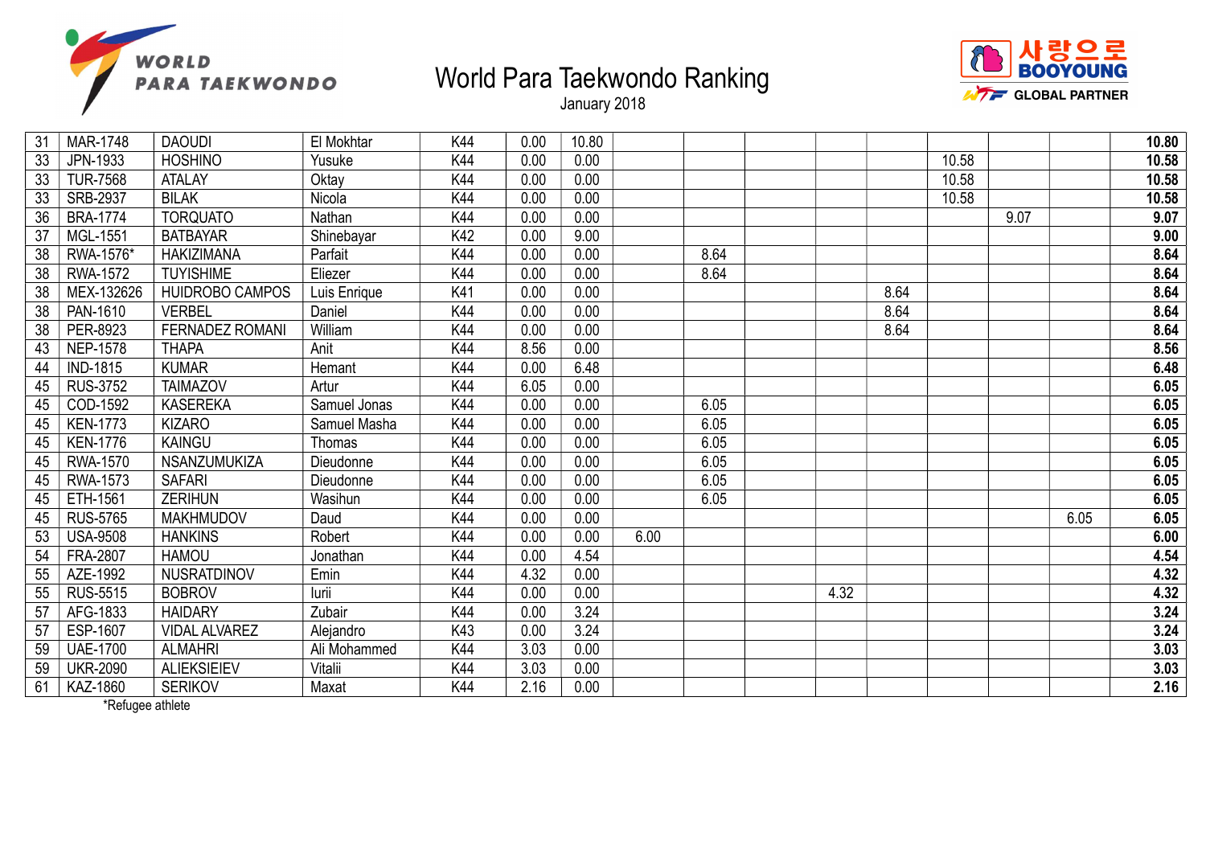# World Para Taekwondo Ranking

January 2018

| 31 | MAR-1748 | DAOUDI | El Mokhtar | K44 | 0.00 | 10.80 | | | | | | | | | **10.80** |
|---|---|---|---|---|---|---|---|---|---|---|---|---|---|---|---|
| 33 | JPN-1933 | HOSHINO | Yusuke | K44 | 0.00 | 0.00 | | | | | | 10.58 | | | **10.58** |
| 33 | TUR-7568 | ATALAY | Oktay | K44 | 0.00 | 0.00 | | | | | | 10.58 | | | **10.58** |
| 33 | SRB-2937 | BILAK | Nicola | K44 | 0.00 | 0.00 | | | | | | 10.58 | | | **10.58** |
| 36 | BRA-1774 | TORQUATO | Nathan | K44 | 0.00 | 0.00 | | | | | | | 9.07 | | **9.07** |
| 37 | MGL-1551 | BATBAYAR | Shinebayar | K42 | 0.00 | 9.00 | | | | | | | | | **9.00** |
| 38 | RWA-1576* | HAKIZIMANA | Parfait | K44 | 0.00 | 0.00 | | 8.64 | | | | | | | **8.64** |
| 38 | RWA-1572 | TUYISHIME | Eliezer | K44 | 0.00 | 0.00 | | 8.64 | | | | | | | **8.64** |
| 38 | MEX-132626 | HUIDROBO CAMPOS | Luis Enrique | K41 | 0.00 | 0.00 | | | | | 8.64 | | | | **8.64** |
| 38 | PAN-1610 | VERBEL | Daniel | K44 | 0.00 | 0.00 | | | | | 8.64 | | | | **8.64** |
| 38 | PER-8923 | FERNADEZ ROMANI | William | K44 | 0.00 | 0.00 | | | | | 8.64 | | | | **8.64** |
| 43 | NEP-1578 | THAPA | Anit | K44 | 8.56 | 0.00 | | | | | | | | | **8.56** |
| 44 | IND-1815 | KUMAR | Hemant | K44 | 0.00 | 6.48 | | | | | | | | | **6.48** |
| 45 | RUS-3752 | TAIMAZOV | Artur | K44 | 6.05 | 0.00 | | | | | | | | | **6.05** |
| 45 | COD-1592 | KASEREKA | Samuel Jonas | K44 | 0.00 | 0.00 | | 6.05 | | | | | | | **6.05** |
| 45 | KEN-1773 | KIZARO | Samuel Masha | K44 | 0.00 | 0.00 | | 6.05 | | | | | | | **6.05** |
| 45 | KEN-1776 | KAINGU | Thomas | K44 | 0.00 | 0.00 | | 6.05 | | | | | | | **6.05** |
| 45 | RWA-1570 | NSANZUMUKIZA | Dieudonne | K44 | 0.00 | 0.00 | | 6.05 | | | | | | | **6.05** |
| 45 | RWA-1573 | SAFARI | Dieudonne | K44 | 0.00 | 0.00 | | 6.05 | | | | | | | **6.05** |
| 45 | ETH-1561 | ZERIHUN | Wasihun | K44 | 0.00 | 0.00 | | 6.05 | | | | | | | **6.05** |
| 45 | RUS-5765 | MAKHMUDOV | Daud | K44 | 0.00 | 0.00 | | | | | | | | 6.05 | **6.05** |
| 53 | USA-9508 | HANKINS | Robert | K44 | 0.00 | 0.00 | 6.00 | | | | | | | | **6.00** |
| 54 | FRA-2807 | HAMOU | Jonathan | K44 | 0.00 | 4.54 | | | | | | | | | **4.54** |
| 55 | AZE-1992 | NUSRATDINOV | Emin | K44 | 4.32 | 0.00 | | | | | | | | | **4.32** |
| 55 | RUS-5515 | BOBROV | Iurii | K44 | 0.00 | 0.00 | | | | 4.32 | | | | | **4.32** |
| 57 | AFG-1833 | HAIDARY | Zubair | K44 | 0.00 | 3.24 | | | | | | | | | **3.24** |
| 57 | ESP-1607 | VIDAL ALVAREZ | Alejandro | K43 | 0.00 | 3.24 | | | | | | | | | **3.24** |
| 59 | UAE-1700 | ALMAHRI | Ali Mohammed | K44 | 3.03 | 0.00 | | | | | | | | | **3.03** |
| 59 | UKR-2090 | ALIEKSIEIEV | Vitalii | K44 | 3.03 | 0.00 | | | | | | | | | **3.03** |
| 61 | KAZ-1860 | SERIKOV | Maxat | K44 | 2.16 | 0.00 | | | | | | | | | **2.16** |

*Refugee athlete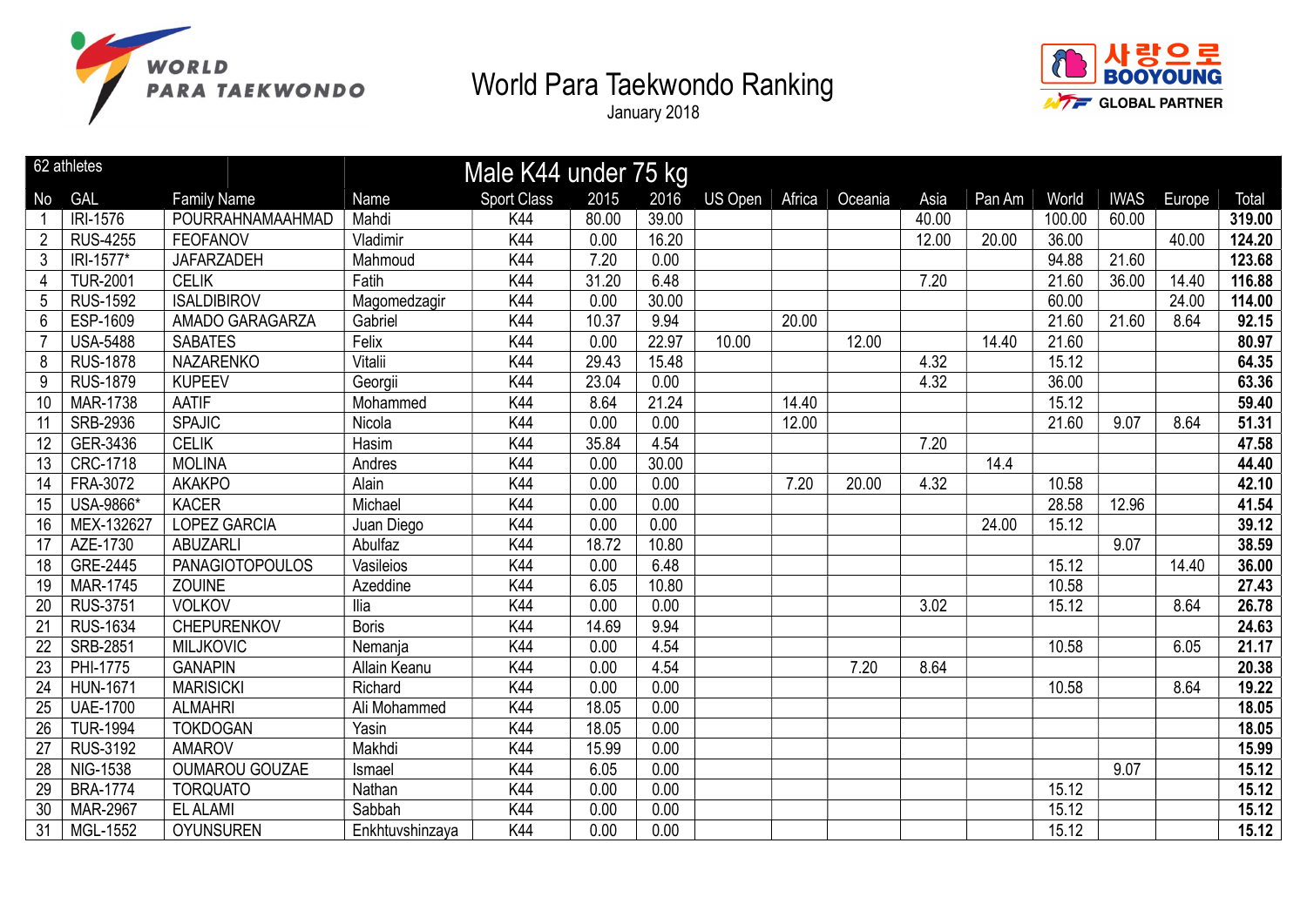# World Para Taekwondo Ranking

January 2018

62 athletes

## Male K44 under 75 kg

| No | GAL | Family Name | Name | Sport Class | 2015 | 2016 | US Open | Africa | Oceania | Asia | Pan Am | World | IWAS | Europe | Total |
|---|---|---|---|---|---|---|---|---|---|---|---|---|---|---|---|
| 1 | IRI-1576 | POURRAHNAMAAHMAD | Mahdi | K44 | 80.00 | 39.00 | | | | 40.00 | | 100.00 | 60.00 | | **319.00** |
| 2 | RUS-4255 | FEOFANOV | Vladimir | K44 | 0.00 | 16.20 | | | | 12.00 | 20.00 | 36.00 | | 40.00 | **124.20** |
| 3 | IRI-1577* | JAFARZADEH | Mahmoud | K44 | 7.20 | 0.00 | | | | | | 94.88 | 21.60 | | **123.68** |
| 4 | TUR-2001 | CELIK | Fatih | K44 | 31.20 | 6.48 | | | | 7.20 | | 21.60 | 36.00 | 14.40 | **116.88** |
| 5 | RUS-1592 | ISALDIBIROV | Magomedzagir | K44 | 0.00 | 30.00 | | | | | | 60.00 | | 24.00 | **114.00** |
| 6 | ESP-1609 | AMADO GARAGARZA | Gabriel | K44 | 10.37 | 9.94 | | 20.00 | | | | 21.60 | 21.60 | 8.64 | **92.15** |
| 7 | USA-5488 | SABATES | Felix | K44 | 0.00 | 22.97 | 10.00 | | 12.00 | | 14.40 | 21.60 | | | **80.97** |
| 8 | RUS-1878 | NAZARENKO | Vitalii | K44 | 29.43 | 15.48 | | | | 4.32 | | 15.12 | | | **64.35** |
| 9 | RUS-1879 | KUPEEV | Georgii | K44 | 23.04 | 0.00 | | | | 4.32 | | 36.00 | | | **63.36** |
| 10 | MAR-1738 | AATIF | Mohammed | K44 | 8.64 | 21.24 | | 14.40 | | | | 15.12 | | | **59.40** |
| 11 | SRB-2936 | SPAJIC | Nicola | K44 | 0.00 | 0.00 | | 12.00 | | | | 21.60 | 9.07 | 8.64 | **51.31** |
| 12 | GER-3436 | CELIK | Hasim | K44 | 35.84 | 4.54 | | | | 7.20 | | | | | **47.58** |
| 13 | CRC-1718 | MOLINA | Andres | K44 | 0.00 | 30.00 | | | | | 14.4 | | | | **44.40** |
| 14 | FRA-3072 | AKAKPO | Alain | K44 | 0.00 | 0.00 | | 7.20 | 20.00 | 4.32 | | 10.58 | | | **42.10** |
| 15 | USA-9866* | KACER | Michael | K44 | 0.00 | 0.00 | | | | | | 28.58 | 12.96 | | **41.54** |
| 16 | MEX-132627 | LOPEZ GARCIA | Juan Diego | K44 | 0.00 | 0.00 | | | | | 24.00 | 15.12 | | | **39.12** |
| 17 | AZE-1730 | ABUZARLI | Abulfaz | K44 | 18.72 | 10.80 | | | | | | | 9.07 | | **38.59** |
| 18 | GRE-2445 | PANAGIOTOPOULOS | Vasileios | K44 | 0.00 | 6.48 | | | | | | 15.12 | | 14.40 | **36.00** |
| 19 | MAR-1745 | ZOUINE | Azeddine | K44 | 6.05 | 10.80 | | | | | | 10.58 | | | **27.43** |
| 20 | RUS-3751 | VOLKOV | Ilia | K44 | 0.00 | 0.00 | | | | 3.02 | | 15.12 | | 8.64 | **26.78** |
| 21 | RUS-1634 | CHEPURENKOV | Boris | K44 | 14.69 | 9.94 | | | | | | | | | **24.63** |
| 22 | SRB-2851 | MILJKOVIC | Nemanja | K44 | 0.00 | 4.54 | | | | | | 10.58 | | 6.05 | **21.17** |
| 23 | PHI-1775 | GANAPIN | Allain Keanu | K44 | 0.00 | 4.54 | | | 7.20 | 8.64 | | | | | **20.38** |
| 24 | HUN-1671 | MARISICKI | Richard | K44 | 0.00 | 0.00 | | | | | | 10.58 | | 8.64 | **19.22** |
| 25 | UAE-1700 | ALMAHRI | Ali Mohammed | K44 | 18.05 | 0.00 | | | | | | | | | **18.05** |
| 26 | TUR-1994 | TOKDOGAN | Yasin | K44 | 18.05 | 0.00 | | | | | | | | | **18.05** |
| 27 | RUS-3192 | AMAROV | Makhdi | K44 | 15.99 | 0.00 | | | | | | | | | **15.99** |
| 28 | NIG-1538 | OUMAROU GOUZAE | Ismael | K44 | 6.05 | 0.00 | | | | | | | 9.07 | | **15.12** |
| 29 | BRA-1774 | TORQUATO | Nathan | K44 | 0.00 | 0.00 | | | | | | 15.12 | | | **15.12** |
| 30 | MAR-2967 | EL ALAMI | Sabbah | K44 | 0.00 | 0.00 | | | | | | 15.12 | | | **15.12** |
| 31 | MGL-1552 | OYUNSUREN | Enkhtuvshinzaya | K44 | 0.00 | 0.00 | | | | | | 15.12 | | | **15.12** |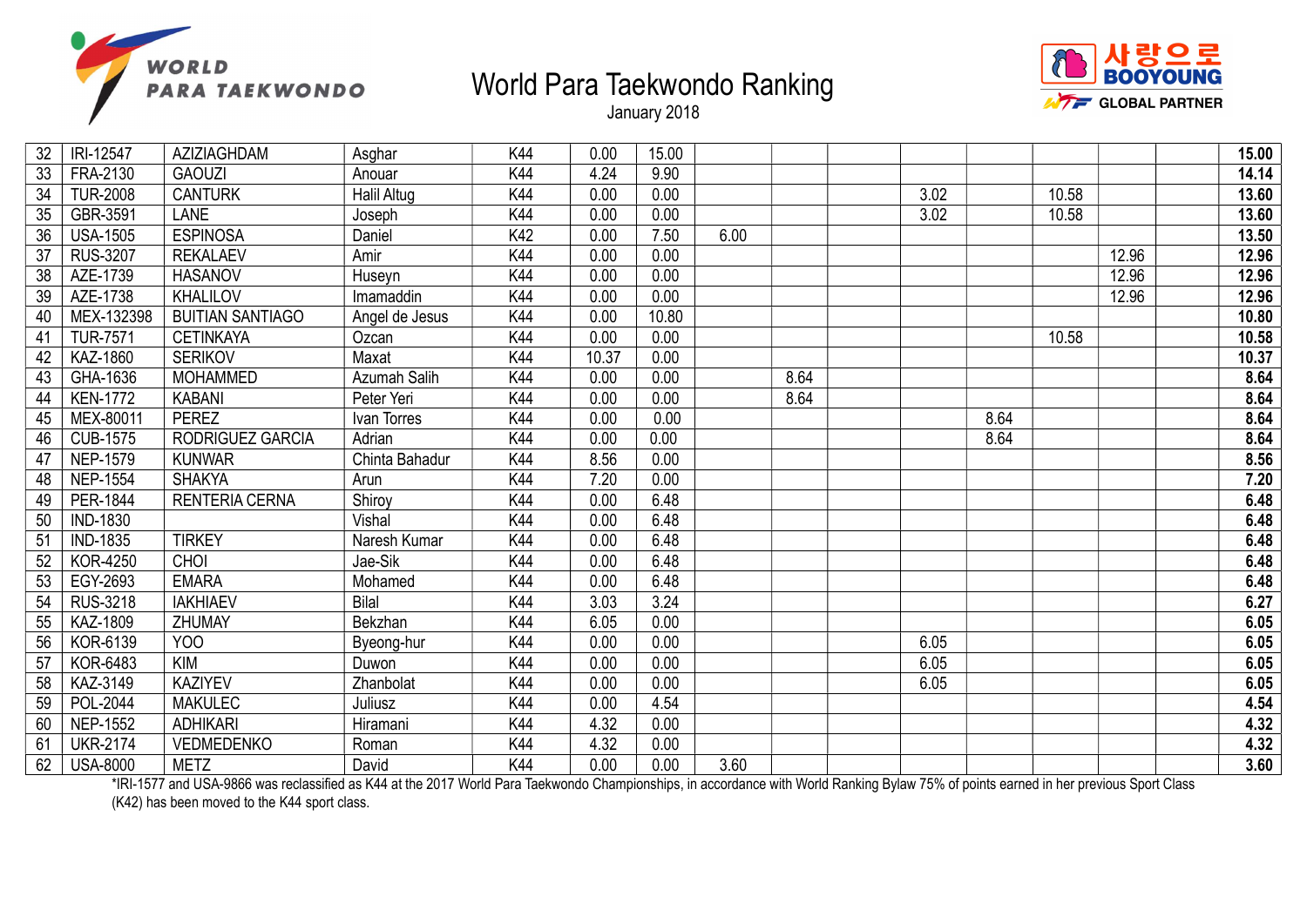| | | | | | | | | | | | | | | | |
|---|---|---|---|---|---|---|---|---|---|---|---|---|---|---|---|
| 32 | IRI-12547 | AZIZIAGHDAM | Asghar | K44 | 0.00 | 15.00 | | | | | | | | | **15.00** |
| 33 | FRA-2130 | GAOUZI | Anouar | K44 | 4.24 | 9.90 | | | | | | | | | **14.14** |
| 34 | TUR-2008 | CANTURK | Halil Altug | K44 | 0.00 | 0.00 | | | | 3.02 | | 10.58 | | | **13.60** |
| 35 | GBR-3591 | LANE | Joseph | K44 | 0.00 | 0.00 | | | | 3.02 | | 10.58 | | | **13.60** |
| 36 | USA-1505 | ESPINOSA | Daniel | K42 | 0.00 | 7.50 | 6.00 | | | | | | | | **13.50** |
| 37 | RUS-3207 | REKALAEV | Amir | K44 | 0.00 | 0.00 | | | | | | | 12.96 | | **12.96** |
| 38 | AZE-1739 | HASANOV | Huseyn | K44 | 0.00 | 0.00 | | | | | | | 12.96 | | **12.96** |
| 39 | AZE-1738 | KHALILOV | Imamaddin | K44 | 0.00 | 0.00 | | | | | | | 12.96 | | **12.96** |
| 40 | MEX-132398 | BUITIAN SANTIAGO | Angel de Jesus | K44 | 0.00 | 10.80 | | | | | | | | | **10.80** |
| 41 | TUR-7571 | CETINKAYA | Ozcan | K44 | 0.00 | 0.00 | | | | | | 10.58 | | | **10.58** |
| 42 | KAZ-1860 | SERIKOV | Maxat | K44 | 10.37 | 0.00 | | | | | | | | | **10.37** |
| 43 | GHA-1636 | MOHAMMED | Azumah Salih | K44 | 0.00 | 0.00 | | 8.64 | | | | | | | **8.64** |
| 44 | KEN-1772 | KABANI | Peter Yeri | K44 | 0.00 | 0.00 | | 8.64 | | | | | | | **8.64** |
| 45 | MEX-80011 | PEREZ | Ivan Torres | K44 | 0.00 | 0.00 | | | | | 8.64 | | | | **8.64** |
| 46 | CUB-1575 | RODRIGUEZ GARCIA | Adrian | K44 | 0.00 | 0.00 | | | | | 8.64 | | | | **8.64** |
| 47 | NEP-1579 | KUNWAR | Chinta Bahadur | K44 | 8.56 | 0.00 | | | | | | | | | **8.56** |
| 48 | NEP-1554 | SHAKYA | Arun | K44 | 7.20 | 0.00 | | | | | | | | | **7.20** |
| 49 | PER-1844 | RENTERIA CERNA | Shiroy | K44 | 0.00 | 6.48 | | | | | | | | | **6.48** |
| 50 | IND-1830 | | Vishal | K44 | 0.00 | 6.48 | | | | | | | | | **6.48** |
| 51 | IND-1835 | TIRKEY | Naresh Kumar | K44 | 0.00 | 6.48 | | | | | | | | | **6.48** |
| 52 | KOR-4250 | CHOI | Jae-Sik | K44 | 0.00 | 6.48 | | | | | | | | | **6.48** |
| 53 | EGY-2693 | EMARA | Mohamed | K44 | 0.00 | 6.48 | | | | | | | | | **6.48** |
| 54 | RUS-3218 | IAKHIAEV | Bilal | K44 | 3.03 | 3.24 | | | | | | | | | **6.27** |
| 55 | KAZ-1809 | ZHUMAY | Bekzhan | K44 | 6.05 | 0.00 | | | | | | | | | **6.05** |
| 56 | KOR-6139 | YOO | Byeong-hur | K44 | 0.00 | 0.00 | | | | 6.05 | | | | | **6.05** |
| 57 | KOR-6483 | KIM | Duwon | K44 | 0.00 | 0.00 | | | | 6.05 | | | | | **6.05** |
| 58 | KAZ-3149 | KAZIYEV | Zhanbolat | K44 | 0.00 | 0.00 | | | | 6.05 | | | | | **6.05** |
| 59 | POL-2044 | MAKULEC | Juliusz | K44 | 0.00 | 4.54 | | | | | | | | | **4.54** |
| 60 | NEP-1552 | ADHIKARI | Hiramani | K44 | 4.32 | 0.00 | | | | | | | | | **4.32** |
| 61 | UKR-2174 | VEDMEDENKO | Roman | K44 | 4.32 | 0.00 | | | | | | | | | **4.32** |
| 62 | USA-8000 | METZ | David | K44 | 0.00 | 0.00 | 3.60 | | | | | | | | **3.60** |

*IRI-1577 and USA-9866 was reclassified as K44 at the 2017 World Para Taekwondo Championships, in accordance with World Ranking Bylaw 75% of points earned in her previous Sport Class (K42) has been moved to the K44 sport class.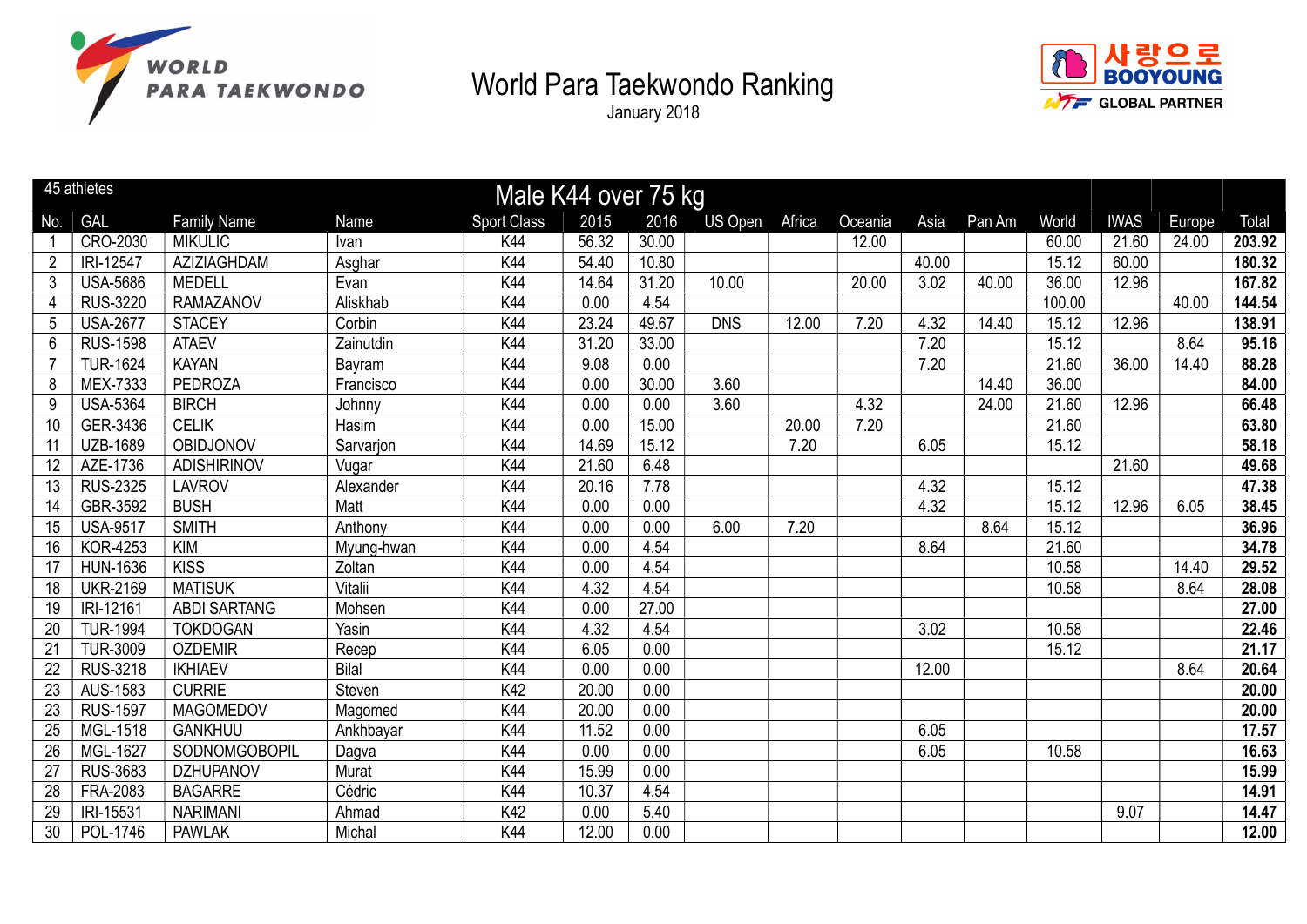# World Para Taekwondo Ranking

January 2018

| 45 athletes | | | Male K44 over 75 kg | | | | | | | | | | | | | |
|---|---|---|---|---|---|---|---|---|---|---|---|---|---|---|---|---|
| No. | GAL | Family Name | Name | Sport Class | 2015 | 2016 | US Open | Africa | Oceania | Asia | Pan Am | World | IWAS | Europe | Total |
| 1 | CRO-2030 | MIKULIC | Ivan | K44 | 56.32 | 30.00 | | | 12.00 | | | 60.00 | 21.60 | 24.00 | **203.92** |
| 2 | IRI-12547 | AZIZIAGHDAM | Asghar | K44 | 54.40 | 10.80 | | | | 40.00 | | 15.12 | 60.00 | | **180.32** |
| 3 | USA-5686 | MEDELL | Evan | K44 | 14.64 | 31.20 | 10.00 | | 20.00 | 3.02 | 40.00 | 36.00 | 12.96 | | **167.82** |
| 4 | RUS-3220 | RAMAZANOV | Aliskhab | K44 | 0.00 | 4.54 | | | | | | 100.00 | | 40.00 | **144.54** |
| 5 | USA-2677 | STACEY | Corbin | K44 | 23.24 | 49.67 | DNS | 12.00 | 7.20 | 4.32 | 14.40 | 15.12 | 12.96 | | **138.91** |
| 6 | RUS-1598 | ATAEV | Zainutdin | K44 | 31.20 | 33.00 | | | | 7.20 | | 15.12 | | 8.64 | **95.16** |
| 7 | TUR-1624 | KAYAN | Bayram | K44 | 9.08 | 0.00 | | | | 7.20 | | 21.60 | 36.00 | 14.40 | **88.28** |
| 8 | MEX-7333 | PEDROZA | Francisco | K44 | 0.00 | 30.00 | 3.60 | | | | 14.40 | 36.00 | | | **84.00** |
| 9 | USA-5364 | BIRCH | Johnny | K44 | 0.00 | 0.00 | 3.60 | | 4.32 | | 24.00 | 21.60 | 12.96 | | **66.48** |
| 10 | GER-3436 | CELIK | Hasim | K44 | 0.00 | 15.00 | | 20.00 | 7.20 | | | 21.60 | | | **63.80** |
| 11 | UZB-1689 | OBIDJONOV | Sarvarjon | K44 | 14.69 | 15.12 | | 7.20 | | 6.05 | | 15.12 | | | **58.18** |
| 12 | AZE-1736 | ADISHIRINOV | Vugar | K44 | 21.60 | 6.48 | | | | | | | 21.60 | | **49.68** |
| 13 | RUS-2325 | LAVROV | Alexander | K44 | 20.16 | 7.78 | | | | 4.32 | | 15.12 | | | **47.38** |
| 14 | GBR-3592 | BUSH | Matt | K44 | 0.00 | 0.00 | | | | 4.32 | | 15.12 | 12.96 | 6.05 | **38.45** |
| 15 | USA-9517 | SMITH | Anthony | K44 | 0.00 | 0.00 | 6.00 | 7.20 | | | 8.64 | 15.12 | | | **36.96** |
| 16 | KOR-4253 | KIM | Myung-hwan | K44 | 0.00 | 4.54 | | | | 8.64 | | 21.60 | | | **34.78** |
| 17 | HUN-1636 | KISS | Zoltan | K44 | 0.00 | 4.54 | | | | | | 10.58 | | 14.40 | **29.52** |
| 18 | UKR-2169 | MATISUK | Vitalii | K44 | 4.32 | 4.54 | | | | | | 10.58 | | 8.64 | **28.08** |
| 19 | IRI-12161 | ABDI SARTANG | Mohsen | K44 | 0.00 | 27.00 | | | | | | | | | **27.00** |
| 20 | TUR-1994 | TOKDOGAN | Yasin | K44 | 4.32 | 4.54 | | | | 3.02 | | 10.58 | | | **22.46** |
| 21 | TUR-3009 | OZDEMIR | Recep | K44 | 6.05 | 0.00 | | | | | | 15.12 | | | **21.17** |
| 22 | RUS-3218 | IKHIAEV | Bilal | K44 | 0.00 | 0.00 | | | | 12.00 | | | | 8.64 | **20.64** |
| 23 | AUS-1583 | CURRIE | Steven | K42 | 20.00 | 0.00 | | | | | | | | | **20.00** |
| 23 | RUS-1597 | MAGOMEDOV | Magomed | K44 | 20.00 | 0.00 | | | | | | | | | **20.00** |
| 25 | MGL-1518 | GANKHUU | Ankhbayar | K44 | 11.52 | 0.00 | | | | 6.05 | | | | | **17.57** |
| 26 | MGL-1627 | SODNOMGOBOPIL | Dagva | K44 | 0.00 | 0.00 | | | | 6.05 | | 10.58 | | | **16.63** |
| 27 | RUS-3683 | DZHUPANOV | Murat | K44 | 15.99 | 0.00 | | | | | | | | | **15.99** |
| 28 | FRA-2083 | BAGARRE | Cédric | K44 | 10.37 | 4.54 | | | | | | | | | **14.91** |
| 29 | IRI-15531 | NARIMANI | Ahmad | K42 | 0.00 | 5.40 | | | | | | | 9.07 | | **14.47** |
| 30 | POL-1746 | PAWLAK | Michal | K44 | 12.00 | 0.00 | | | | | | | | | **12.00** |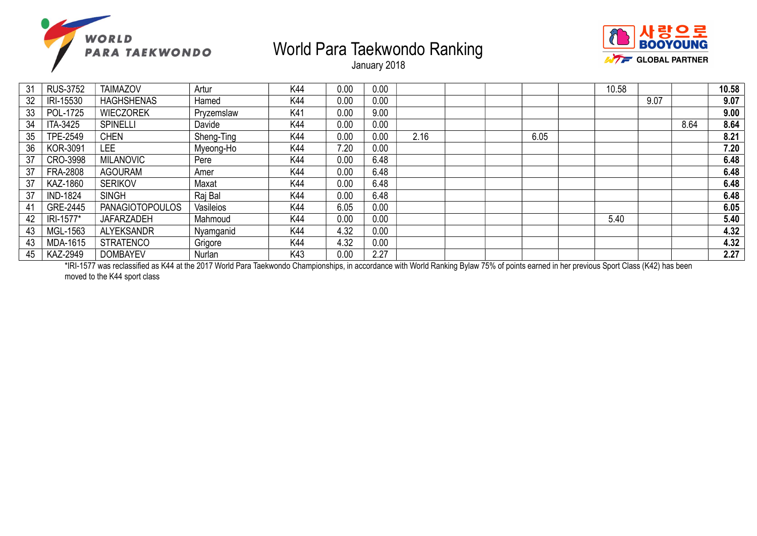# World Para Taekwondo Ranking

January 2018

| 31 | RUS-3752 | TAIMAZOV | Artur | K44 | 0.00 | 0.00 | | | | | | 10.58 | | | **10.58** |
|---|---|---|---|---|---|---|---|---|---|---|---|---|---|---|---|
| 32 | IRI-15530 | HAGHSHENAS | Hamed | K44 | 0.00 | 0.00 | | | | | | | 9.07 | | **9.07** |
| 33 | POL-1725 | WIECZOREK | Pryzemslaw | K41 | 0.00 | 9.00 | | | | | | | | | **9.00** |
| 34 | ITA-3425 | SPINELLI | Davide | K44 | 0.00 | 0.00 | | | | | | | | 8.64 | **8.64** |
| 35 | TPE-2549 | CHEN | Sheng-Ting | K44 | 0.00 | 0.00 | 2.16 | | | 6.05 | | | | | **8.21** |
| 36 | KOR-3091 | LEE | Myeong-Ho | K44 | 7.20 | 0.00 | | | | | | | | | **7.20** |
| 37 | CRO-3998 | MILANOVIC | Pere | K44 | 0.00 | 6.48 | | | | | | | | | **6.48** |
| 37 | FRA-2808 | AGOURAM | Amer | K44 | 0.00 | 6.48 | | | | | | | | | **6.48** |
| 37 | KAZ-1860 | SERIKOV | Maxat | K44 | 0.00 | 6.48 | | | | | | | | | **6.48** |
| 37 | IND-1824 | SINGH | Raj Bal | K44 | 0.00 | 6.48 | | | | | | | | | **6.48** |
| 41 | GRE-2445 | PANAGIOTOPOULOS | Vasileios | K44 | 6.05 | 0.00 | | | | | | | | | **6.05** |
| 42 | IRI-1577* | JAFARZADEH | Mahmoud | K44 | 0.00 | 0.00 | | | | | | 5.40 | | | **5.40** |
| 43 | MGL-1563 | ALYEKSANDR | Nyamganid | K44 | 4.32 | 0.00 | | | | | | | | | **4.32** |
| 43 | MDA-1615 | STRATENCO | Grigore | K44 | 4.32 | 0.00 | | | | | | | | | **4.32** |
| 45 | KAZ-2949 | DOMBAYEV | Nurlan | K43 | 0.00 | 2.27 | | | | | | | | | **2.27** |

*IRI-1577 was reclassified as K44 at the 2017 World Para Taekwondo Championships, in accordance with World Ranking Bylaw 75% of points earned in her previous Sport Class (K42) has been moved to the K44 sport class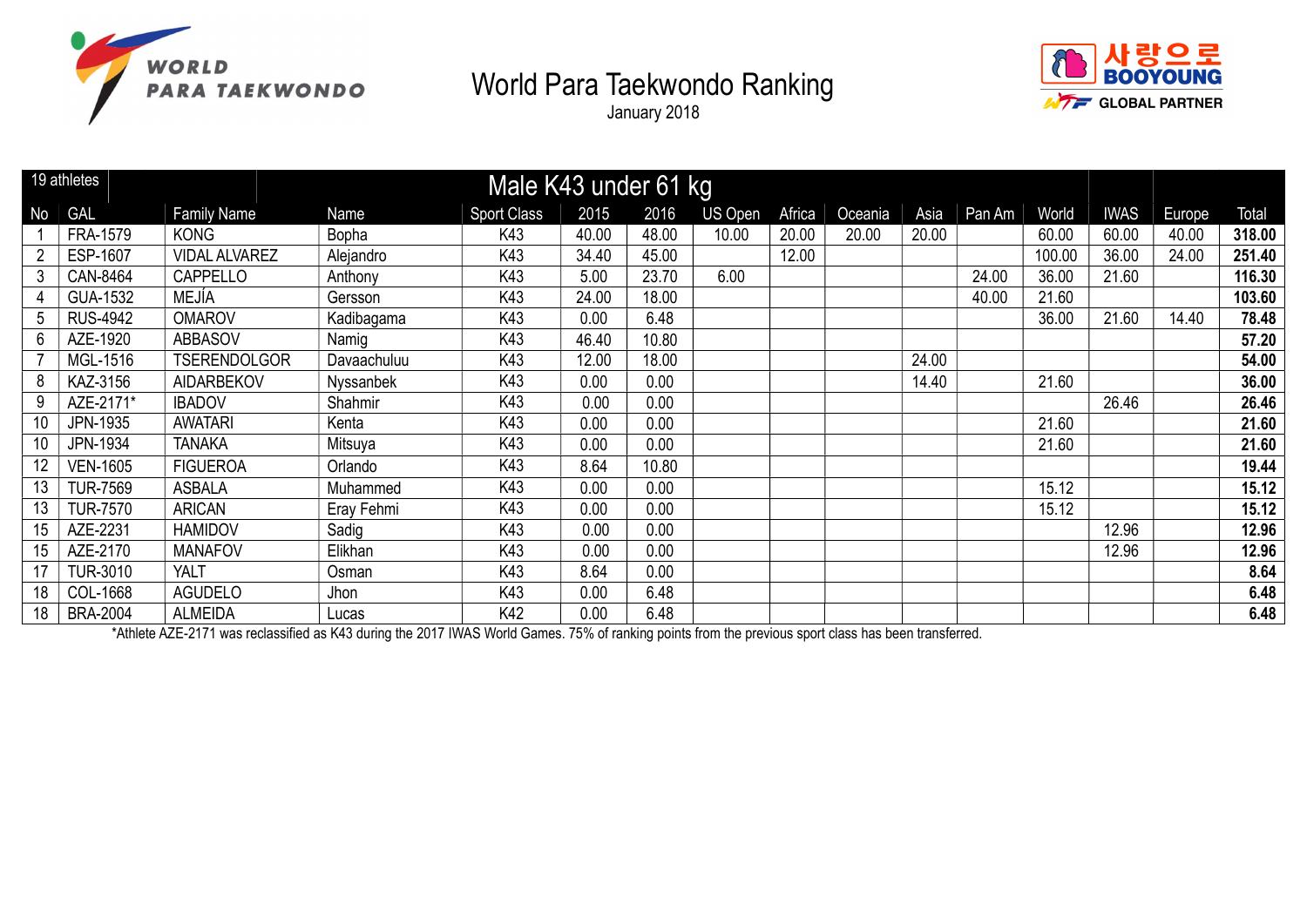# World Para Taekwondo Ranking

January 2018

## Male K43 under 61 kg

19 athletes

| No | GAL | Family Name | Name | Sport Class | 2015 | 2016 | US Open | Africa | Oceania | Asia | Pan Am | World | IWAS | Europe | Total |
|---|---|---|---|---|---|---|---|---|---|---|---|---|---|---|---|
| 1 | FRA-1579 | KONG | Bopha | K43 | 40.00 | 48.00 | 10.00 | 20.00 | 20.00 | 20.00 | | 60.00 | 60.00 | 40.00 | **318.00** |
| 2 | ESP-1607 | VIDAL ALVAREZ | Alejandro | K43 | 34.40 | 45.00 | | 12.00 | | | | 100.00 | 36.00 | 24.00 | **251.40** |
| 3 | CAN-8464 | CAPPELLO | Anthony | K43 | 5.00 | 23.70 | 6.00 | | | | 24.00 | 36.00 | 21.60 | | **116.30** |
| 4 | GUA-1532 | MEJÍA | Gersson | K43 | 24.00 | 18.00 | | | | | 40.00 | 21.60 | | | **103.60** |
| 5 | RUS-4942 | OMAROV | Kadibagama | K43 | 0.00 | 6.48 | | | | | | 36.00 | 21.60 | 14.40 | **78.48** |
| 6 | AZE-1920 | ABBASOV | Namig | K43 | 46.40 | 10.80 | | | | | | | | | **57.20** |
| 7 | MGL-1516 | TSERENDOLGOR | Davaachuluu | K43 | 12.00 | 18.00 | | | | 24.00 | | | | | **54.00** |
| 8 | KAZ-3156 | AIDARBEKOV | Nyssanbek | K43 | 0.00 | 0.00 | | | | 14.40 | | 21.60 | | | **36.00** |
| 9 | AZE-2171* | IBADOV | Shahmir | K43 | 0.00 | 0.00 | | | | | | | 26.46 | | **26.46** |
| 10 | JPN-1935 | AWATARI | Kenta | K43 | 0.00 | 0.00 | | | | | | 21.60 | | | **21.60** |
| 10 | JPN-1934 | TANAKA | Mitsuya | K43 | 0.00 | 0.00 | | | | | | 21.60 | | | **21.60** |
| 12 | VEN-1605 | FIGUEROA | Orlando | K43 | 8.64 | 10.80 | | | | | | | | | **19.44** |
| 13 | TUR-7569 | ASBALA | Muhammed | K43 | 0.00 | 0.00 | | | | | | 15.12 | | | **15.12** |
| 13 | TUR-7570 | ARICAN | Eray Fehmi | K43 | 0.00 | 0.00 | | | | | | 15.12 | | | **15.12** |
| 15 | AZE-2231 | HAMIDOV | Sadig | K43 | 0.00 | 0.00 | | | | | | | 12.96 | | **12.96** |
| 15 | AZE-2170 | MANAFOV | Elikhan | K43 | 0.00 | 0.00 | | | | | | | 12.96 | | **12.96** |
| 17 | TUR-3010 | YALT | Osman | K43 | 8.64 | 0.00 | | | | | | | | | **8.64** |
| 18 | COL-1668 | AGUDELO | Jhon | K43 | 0.00 | 6.48 | | | | | | | | | **6.48** |
| 18 | BRA-2004 | ALMEIDA | Lucas | K42 | 0.00 | 6.48 | | | | | | | | | **6.48** |

*Athlete AZE-2171 was reclassified as K43 during the 2017 IWAS World Games. 75% of ranking points from the previous sport class has been transferred.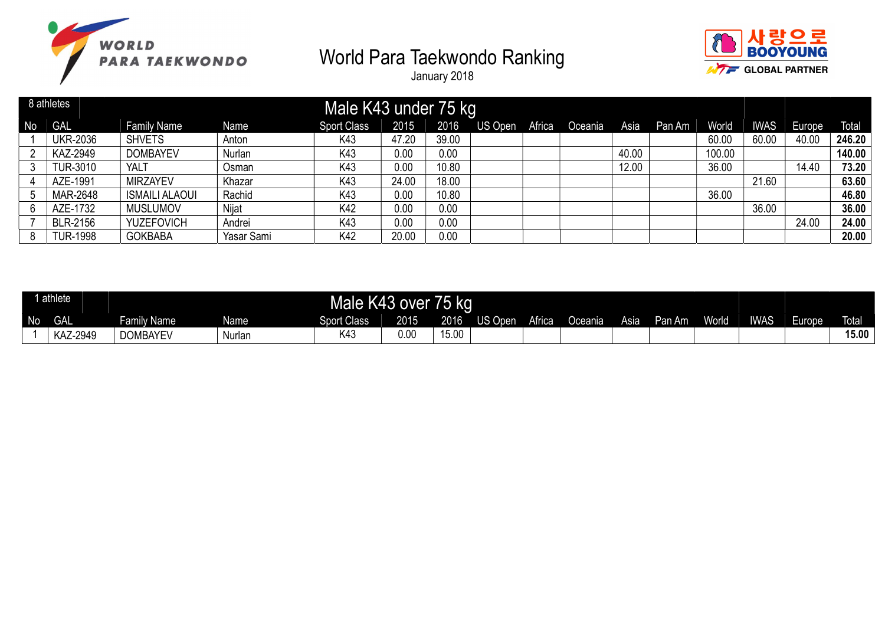# World Para Taekwondo Ranking

January 2018

WORLD PARA TAEKWONDO

사랑으로 BOOYOUNG — WTF GLOBAL PARTNER

## Male K43 under 75 kg

8 athletes

| No | GAL | Family Name | Name | Sport Class | 2015 | 2016 | US Open | Africa | Oceania | Asia | Pan Am | World | IWAS | Europe | Total |
|---|---|---|---|---|---|---|---|---|---|---|---|---|---|---|---|
| 1 | UKR-2036 | SHVETS | Anton | K43 | 47.20 | 39.00 | | | | | | 60.00 | 60.00 | 40.00 | **246.20** |
| 2 | KAZ-2949 | DOMBAYEV | Nurlan | K43 | 0.00 | 0.00 | | | | 40.00 | | 100.00 | | | **140.00** |
| 3 | TUR-3010 | YALT | Osman | K43 | 0.00 | 10.80 | | | | 12.00 | | 36.00 | | 14.40 | **73.20** |
| 4 | AZE-1991 | MIRZAYEV | Khazar | K43 | 24.00 | 18.00 | | | | | | | 21.60 | | **63.60** |
| 5 | MAR-2648 | ISMAILI ALAOUI | Rachid | K43 | 0.00 | 10.80 | | | | | | 36.00 | | | **46.80** |
| 6 | AZE-1732 | MUSLUMOV | Nijat | K42 | 0.00 | 0.00 | | | | | | | 36.00 | | **36.00** |
| 7 | BLR-2156 | YUZEFOVICH | Andrei | K43 | 0.00 | 0.00 | | | | | | | | 24.00 | **24.00** |
| 8 | TUR-1998 | GOKBABA | Yasar Sami | K42 | 20.00 | 0.00 | | | | | | | | | **20.00** |

## Male K43 over 75 kg

1 athlete

| No | GAL | Family Name | Name | Sport Class | 2015 | 2016 | US Open | Africa | Oceania | Asia | Pan Am | World | IWAS | Europe | Total |
|---|---|---|---|---|---|---|---|---|---|---|---|---|---|---|---|
| 1 | KAZ-2949 | DOMBAYEV | Nurlan | K43 | 0.00 | 15.00 | | | | | | | | | **15.00** |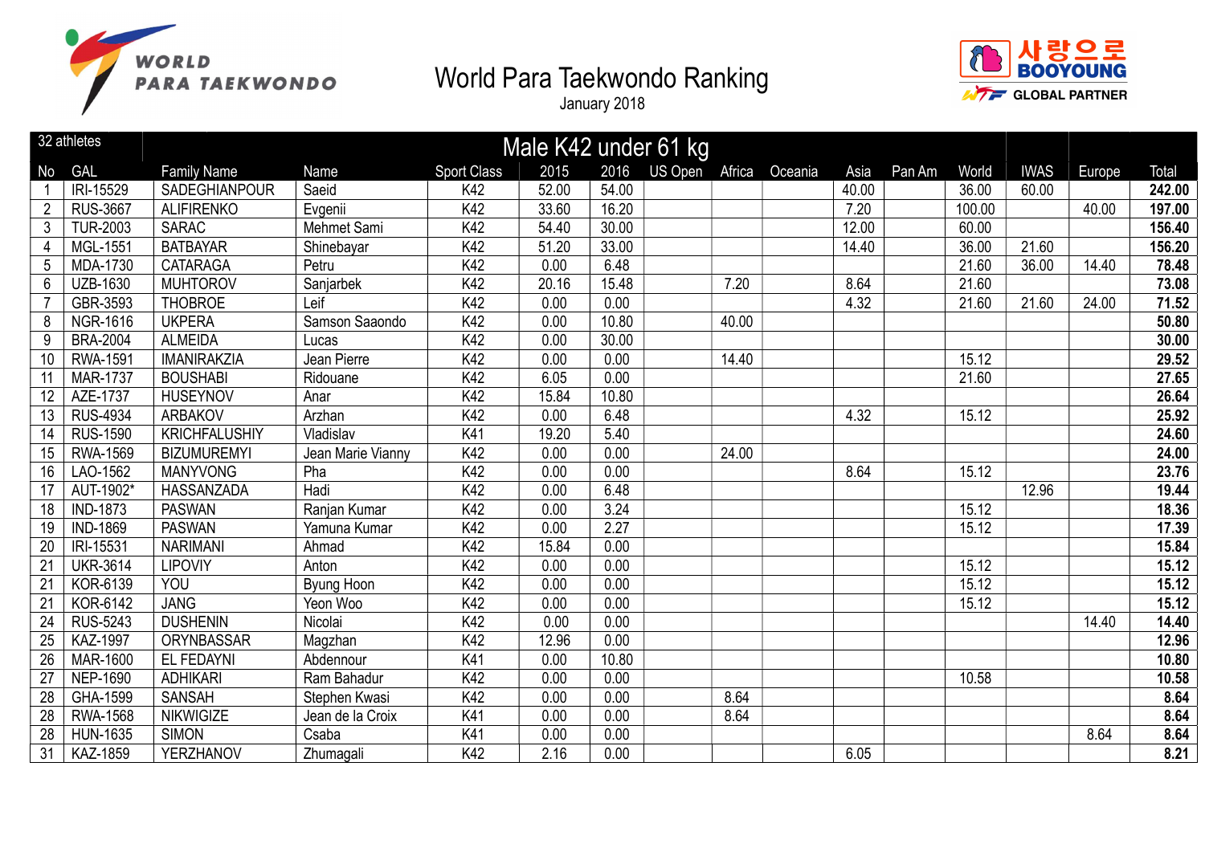# World Para Taekwondo Ranking

January 2018

| 32 athletes | | Male K42 under 61 kg | | | | | | | | | | | | | |
|---|---|---|---|---|---|---|---|---|---|---|---|---|---|---|---|
| No | GAL | Family Name | Name | Sport Class | 2015 | 2016 | US Open | Africa | Oceania | Asia | Pan Am | World | IWAS | Europe | Total |
| 1 | IRI-15529 | SADEGHIANPOUR | Saeid | K42 | 52.00 | 54.00 | | | | 40.00 | | 36.00 | 60.00 | | **242.00** |
| 2 | RUS-3667 | ALIFIRENKO | Evgenii | K42 | 33.60 | 16.20 | | | | 7.20 | | 100.00 | | 40.00 | **197.00** |
| 3 | TUR-2003 | SARAC | Mehmet Sami | K42 | 54.40 | 30.00 | | | | 12.00 | | 60.00 | | | **156.40** |
| 4 | MGL-1551 | BATBAYAR | Shinebayar | K42 | 51.20 | 33.00 | | | | 14.40 | | 36.00 | 21.60 | | **156.20** |
| 5 | MDA-1730 | CATARAGA | Petru | K42 | 0.00 | 6.48 | | | | | | 21.60 | 36.00 | 14.40 | **78.48** |
| 6 | UZB-1630 | MUHTOROV | Sanjarbek | K42 | 20.16 | 15.48 | | 7.20 | | 8.64 | | 21.60 | | | **73.08** |
| 7 | GBR-3593 | THOBROE | Leif | K42 | 0.00 | 0.00 | | | | 4.32 | | 21.60 | 21.60 | 24.00 | **71.52** |
| 8 | NGR-1616 | UKPERA | Samson Saaondo | K42 | 0.00 | 10.80 | | 40.00 | | | | | | | **50.80** |
| 9 | BRA-2004 | ALMEIDA | Lucas | K42 | 0.00 | 30.00 | | | | | | | | | **30.00** |
| 10 | RWA-1591 | IMANIRAKZIA | Jean Pierre | K42 | 0.00 | 0.00 | | 14.40 | | | | 15.12 | | | **29.52** |
| 11 | MAR-1737 | BOUSHABI | Ridouane | K42 | 6.05 | 0.00 | | | | | | 21.60 | | | **27.65** |
| 12 | AZE-1737 | HUSEYNOV | Anar | K42 | 15.84 | 10.80 | | | | | | | | | **26.64** |
| 13 | RUS-4934 | ARBAKOV | Arzhan | K42 | 0.00 | 6.48 | | | | 4.32 | | 15.12 | | | **25.92** |
| 14 | RUS-1590 | KRICHFALUSHIY | Vladislav | K41 | 19.20 | 5.40 | | | | | | | | | **24.60** |
| 15 | RWA-1569 | BIZUMUREMYI | Jean Marie Vianny | K42 | 0.00 | 0.00 | | 24.00 | | | | | | | **24.00** |
| 16 | LAO-1562 | MANYVONG | Pha | K42 | 0.00 | 0.00 | | | | 8.64 | | 15.12 | | | **23.76** |
| 17 | AUT-1902* | HASSANZADA | Hadi | K42 | 0.00 | 6.48 | | | | | | | 12.96 | | **19.44** |
| 18 | IND-1873 | PASWAN | Ranjan Kumar | K42 | 0.00 | 3.24 | | | | | | 15.12 | | | **18.36** |
| 19 | IND-1869 | PASWAN | Yamuna Kumar | K42 | 0.00 | 2.27 | | | | | | 15.12 | | | **17.39** |
| 20 | IRI-15531 | NARIMANI | Ahmad | K42 | 15.84 | 0.00 | | | | | | | | | **15.84** |
| 21 | UKR-3614 | LIPOVIY | Anton | K42 | 0.00 | 0.00 | | | | | | 15.12 | | | **15.12** |
| 21 | KOR-6139 | YOU | Byung Hoon | K42 | 0.00 | 0.00 | | | | | | 15.12 | | | **15.12** |
| 21 | KOR-6142 | JANG | Yeon Woo | K42 | 0.00 | 0.00 | | | | | | 15.12 | | | **15.12** |
| 24 | RUS-5243 | DUSHENIN | Nicolai | K42 | 0.00 | 0.00 | | | | | | | | 14.40 | **14.40** |
| 25 | KAZ-1997 | ORYNBASSAR | Magzhan | K42 | 12.96 | 0.00 | | | | | | | | | **12.96** |
| 26 | MAR-1600 | EL FEDAYNI | Abdennour | K41 | 0.00 | 10.80 | | | | | | | | | **10.80** |
| 27 | NEP-1690 | ADHIKARI | Ram Bahadur | K42 | 0.00 | 0.00 | | | | | | 10.58 | | | **10.58** |
| 28 | GHA-1599 | SANSAH | Stephen Kwasi | K42 | 0.00 | 0.00 | | 8.64 | | | | | | | **8.64** |
| 28 | RWA-1568 | NIKWIGIZE | Jean de la Croix | K41 | 0.00 | 0.00 | | 8.64 | | | | | | | **8.64** |
| 28 | HUN-1635 | SIMON | Csaba | K41 | 0.00 | 0.00 | | | | | | | | 8.64 | **8.64** |
| 31 | KAZ-1859 | YERZHANOV | Zhumagali | K42 | 2.16 | 0.00 | | | | 6.05 | | | | | **8.21** |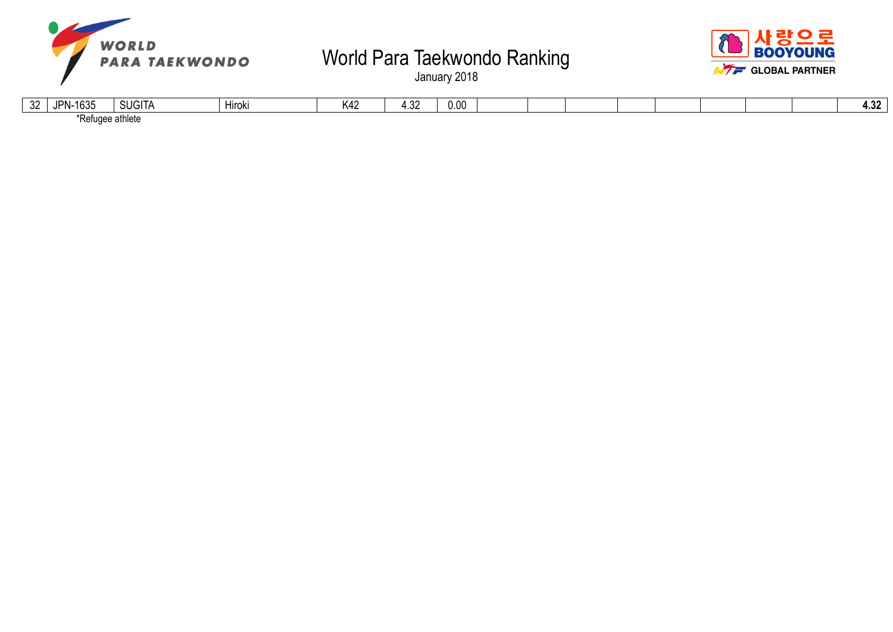| | | | | | | | | | | | | | | | |
|---|---|---|---|---|---|---|---|---|---|---|---|---|---|---|---|
| 32 | JPN-1635 | SUGITA | Hiroki | K42 | 4.32 | 0.00 | | | | | | | | | **4.32** |

*Refugee athlete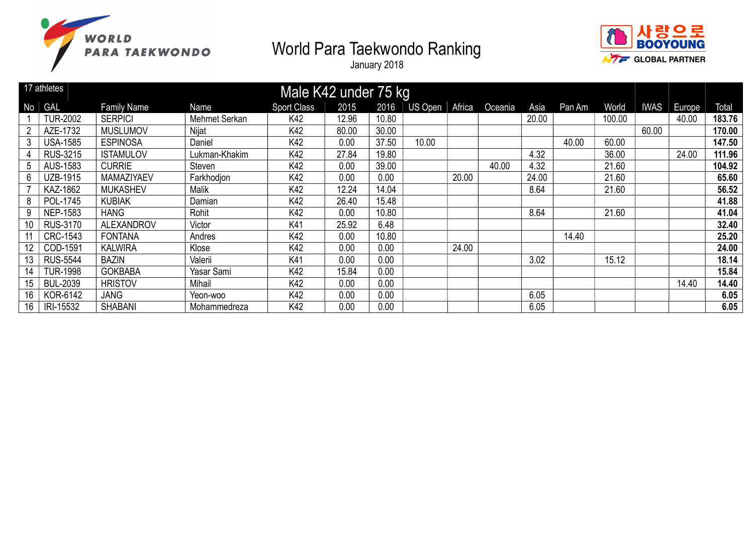# World Para Taekwondo Ranking

January 2018

## Male K42 under 75 kg

17 athletes

| No | GAL | Family Name | Name | Sport Class | 2015 | 2016 | US Open | Africa | Oceania | Asia | Pan Am | World | IWAS | Europe | Total |
|---|---|---|---|---|---|---|---|---|---|---|---|---|---|---|---|
| 1 | TUR-2002 | SERPICI | Mehmet Serkan | K42 | 12.96 | 10.80 | | | | 20.00 | | 100.00 | | 40.00 | **183.76** |
| 2 | AZE-1732 | MUSLUMOV | Nijat | K42 | 80.00 | 30.00 | | | | | | | 60.00 | | **170.00** |
| 3 | USA-1585 | ESPINOSA | Daniel | K42 | 0.00 | 37.50 | 10.00 | | | | 40.00 | 60.00 | | | **147.50** |
| 4 | RUS-3215 | ISTAMULOV | Lukman-Khakim | K42 | 27.84 | 19.80 | | | | 4.32 | | 36.00 | | 24.00 | **111.96** |
| 5 | AUS-1583 | CURRIE | Steven | K42 | 0.00 | 39.00 | | | 40.00 | 4.32 | | 21.60 | | | **104.92** |
| 6 | UZB-1915 | MAMAZIYAEV | Farkhodjon | K42 | 0.00 | 0.00 | | 20.00 | | 24.00 | | 21.60 | | | **65.60** |
| 7 | KAZ-1862 | MUKASHEV | Malik | K42 | 12.24 | 14.04 | | | | 8.64 | | 21.60 | | | **56.52** |
| 8 | POL-1745 | KUBIAK | Damian | K42 | 26.40 | 15.48 | | | | | | | | | **41.88** |
| 9 | NEP-1583 | HANG | Rohit | K42 | 0.00 | 10.80 | | | | 8.64 | | 21.60 | | | **41.04** |
| 10 | RUS-3170 | ALEXANDROV | Victor | K41 | 25.92 | 6.48 | | | | | | | | | **32.40** |
| 11 | CRC-1543 | FONTANA | Andres | K42 | 0.00 | 10.80 | | | | | 14.40 | | | | **25.20** |
| 12 | COD-1591 | KALWIRA | Klose | K42 | 0.00 | 0.00 | | 24.00 | | | | | | | **24.00** |
| 13 | RUS-5544 | BAZIN | Valerii | K41 | 0.00 | 0.00 | | | | 3.02 | | 15.12 | | | **18.14** |
| 14 | TUR-1998 | GOKBABA | Yasar Sami | K42 | 15.84 | 0.00 | | | | | | | | | **15.84** |
| 15 | BUL-2039 | HRISTOV | Mihail | K42 | 0.00 | 0.00 | | | | | | | | 14.40 | **14.40** |
| 16 | KOR-6142 | JANG | Yeon-woo | K42 | 0.00 | 0.00 | | | | 6.05 | | | | | **6.05** |
| 16 | IRI-15532 | SHABANI | Mohammedreza | K42 | 0.00 | 0.00 | | | | 6.05 | | | | | **6.05** |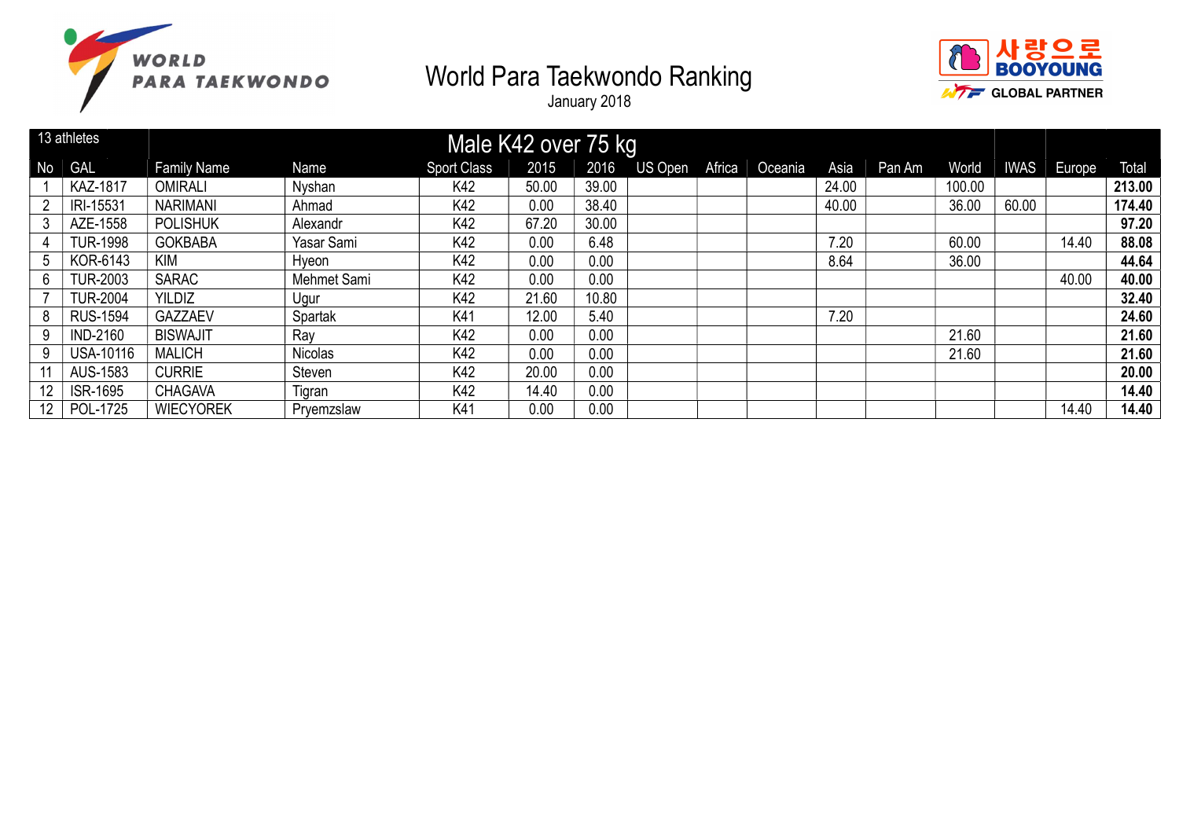# World Para Taekwondo Ranking

January 2018

| 13 athletes | Male K42 over 75 kg | | | | | | | | | | | | | | |
|---|---|---|---|---|---|---|---|---|---|---|---|---|---|---|---|
| No | GAL | Family Name | Name | Sport Class | 2015 | 2016 | US Open | Africa | Oceania | Asia | Pan Am | World | IWAS | Europe | Total |
| 1 | KAZ-1817 | OMIRALI | Nyshan | K42 | 50.00 | 39.00 | | | | 24.00 | | 100.00 | | | **213.00** |
| 2 | IRI-15531 | NARIMANI | Ahmad | K42 | 0.00 | 38.40 | | | | 40.00 | | 36.00 | 60.00 | | **174.40** |
| 3 | AZE-1558 | POLISHUK | Alexandr | K42 | 67.20 | 30.00 | | | | | | | | | **97.20** |
| 4 | TUR-1998 | GOKBABA | Yasar Sami | K42 | 0.00 | 6.48 | | | | 7.20 | | 60.00 | | 14.40 | **88.08** |
| 5 | KOR-6143 | KIM | Hyeon | K42 | 0.00 | 0.00 | | | | 8.64 | | 36.00 | | | **44.64** |
| 6 | TUR-2003 | SARAC | Mehmet Sami | K42 | 0.00 | 0.00 | | | | | | | | 40.00 | **40.00** |
| 7 | TUR-2004 | YILDIZ | Ugur | K42 | 21.60 | 10.80 | | | | | | | | | **32.40** |
| 8 | RUS-1594 | GAZZAEV | Spartak | K41 | 12.00 | 5.40 | | | | 7.20 | | | | | **24.60** |
| 9 | IND-2160 | BISWAJIT | Ray | K42 | 0.00 | 0.00 | | | | | | 21.60 | | | **21.60** |
| 9 | USA-10116 | MALICH | Nicolas | K42 | 0.00 | 0.00 | | | | | | 21.60 | | | **21.60** |
| 11 | AUS-1583 | CURRIE | Steven | K42 | 20.00 | 0.00 | | | | | | | | | **20.00** |
| 12 | ISR-1695 | CHAGAVA | Tigran | K42 | 14.40 | 0.00 | | | | | | | | | **14.40** |
| 12 | POL-1725 | WIECYOREK | Pryemzslaw | K41 | 0.00 | 0.00 | | | | | | | | 14.40 | **14.40** |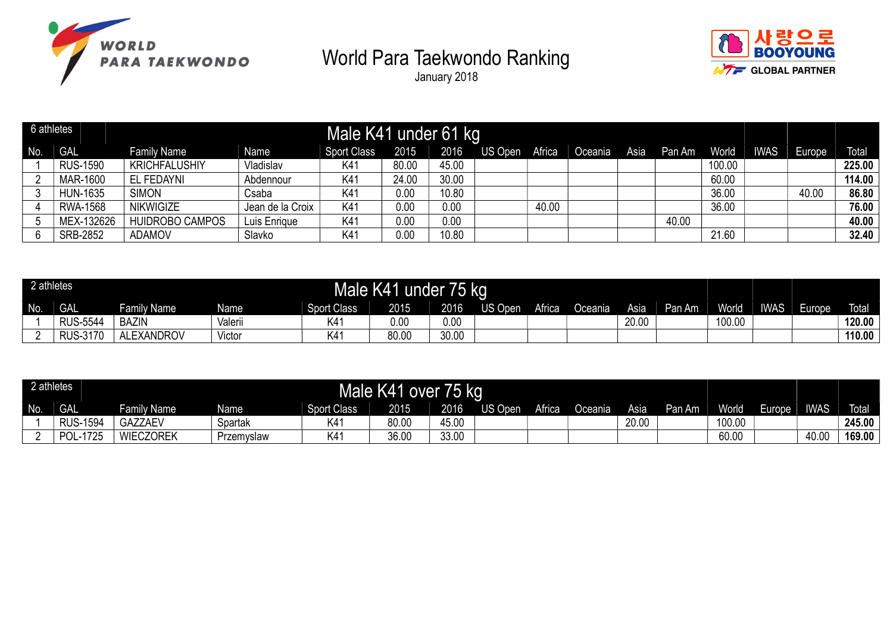# World Para Taekwondo Ranking

January 2018

| 6 athletes | | Male K41 under 61 kg | | | | | | | | | | | | | |
|---|---|---|---|---|---|---|---|---|---|---|---|---|---|---|---|
| No. | GAL | Family Name | Name | Sport Class | 2015 | 2016 | US Open | Africa | Oceania | Asia | Pan Am | World | IWAS | Europe | Total |
| 1 | RUS-1590 | KRICHFALUSHIY | Vladislav | K41 | 80.00 | 45.00 | | | | | | 100.00 | | | **225.00** |
| 2 | MAR-1600 | EL FEDAYNI | Abdennour | K41 | 24.00 | 30.00 | | | | | | 60.00 | | | **114.00** |
| 3 | HUN-1635 | SIMON | Csaba | K41 | 0.00 | 10.80 | | | | | | 36.00 | | 40.00 | **86.80** |
| 4 | RWA-1568 | NIKWIGIZE | Jean de la Croix | K41 | 0.00 | 0.00 | | 40.00 | | | | 36.00 | | | **76.00** |
| 5 | MEX-132626 | HUIDROBO CAMPOS | Luis Enrique | K41 | 0.00 | 0.00 | | | | | 40.00 | | | | **40.00** |
| 6 | SRB-2852 | ADAMOV | Slavko | K41 | 0.00 | 10.80 | | | | | | 21.60 | | | **32.40** |

| 2 athletes | | Male K41 under 75 kg | | | | | | | | | | | | | |
|---|---|---|---|---|---|---|---|---|---|---|---|---|---|---|---|
| No. | GAL | Family Name | Name | Sport Class | 2015 | 2016 | US Open | Africa | Oceania | Asia | Pan Am | World | IWAS | Europe | Total |
| 1 | RUS-5544 | BAZIN | Valerii | K41 | 0.00 | 0.00 | | | | 20.00 | | 100.00 | | | **120.00** |
| 2 | RUS-3170 | ALEXANDROV | Victor | K41 | 80.00 | 30.00 | | | | | | | | | **110.00** |

| 2 athletes | | Male K41 over 75 kg | | | | | | | | | | | | | |
|---|---|---|---|---|---|---|---|---|---|---|---|---|---|---|---|
| No. | GAL | Family Name | Name | Sport Class | 2015 | 2016 | US Open | Africa | Oceania | Asia | Pan Am | World | Europe | IWAS | Total |
| 1 | RUS-1594 | GAZZAEV | Spartak | K41 | 80.00 | 45.00 | | | | 20.00 | | 100.00 | | | **245.00** |
| 2 | POL-1725 | WIECZOREK | Przemyslaw | K41 | 36.00 | 33.00 | | | | | | 60.00 | | 40.00 | **169.00** |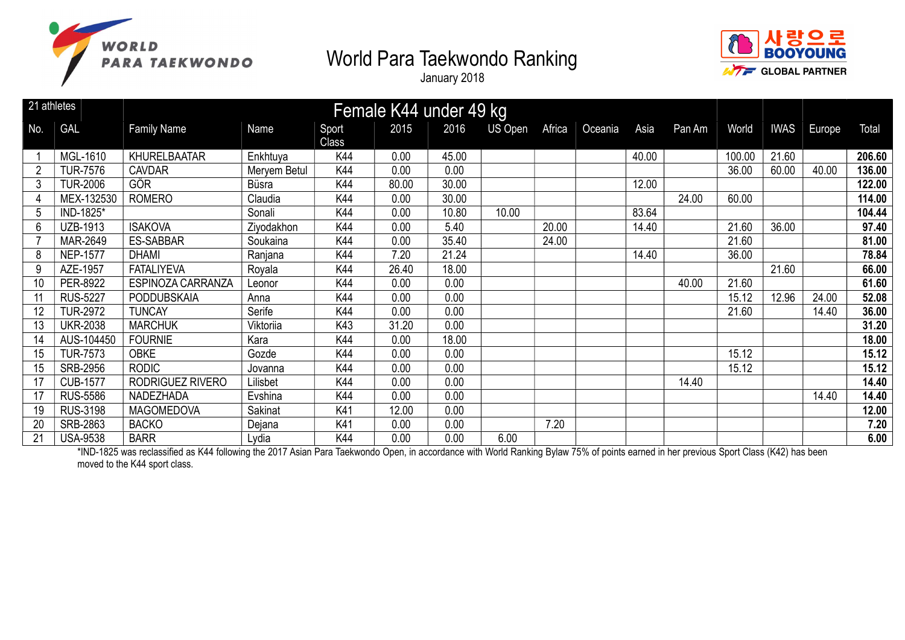# World Para Taekwondo Ranking

January 2018

| 21 athletes | | Female K44 under 49 kg | | | | | | | | | | | | | |
|---|---|---|---|---|---|---|---|---|---|---|---|---|---|---|---|
| No. | GAL | Family Name | Name | Sport Class | 2015 | 2016 | US Open | Africa | Oceania | Asia | Pan Am | World | IWAS | Europe | Total |
| 1 | MGL-1610 | KHURELBAATAR | Enkhtuya | K44 | 0.00 | 45.00 | | | | 40.00 | | 100.00 | 21.60 | | **206.60** |
| 2 | TUR-7576 | CAVDAR | Meryem Betul | K44 | 0.00 | 0.00 | | | | | | 36.00 | 60.00 | 40.00 | **136.00** |
| 3 | TUR-2006 | GÖR | Büsra | K44 | 80.00 | 30.00 | | | | 12.00 | | | | | **122.00** |
| 4 | MEX-132530 | ROMERO | Claudia | K44 | 0.00 | 30.00 | | | | | 24.00 | 60.00 | | | **114.00** |
| 5 | IND-1825* | | Sonali | K44 | 0.00 | 10.80 | 10.00 | | | 83.64 | | | | | **104.44** |
| 6 | UZB-1913 | ISAKOVA | Ziyodakhon | K44 | 0.00 | 5.40 | | 20.00 | | 14.40 | | 21.60 | 36.00 | | **97.40** |
| 7 | MAR-2649 | ES-SABBAR | Soukaina | K44 | 0.00 | 35.40 | | 24.00 | | | | 21.60 | | | **81.00** |
| 8 | NEP-1577 | DHAMI | Ranjana | K44 | 7.20 | 21.24 | | | | 14.40 | | 36.00 | | | **78.84** |
| 9 | AZE-1957 | FATALIYEVA | Royala | K44 | 26.40 | 18.00 | | | | | | | 21.60 | | **66.00** |
| 10 | PER-8922 | ESPINOZA CARRANZA | Leonor | K44 | 0.00 | 0.00 | | | | | 40.00 | 21.60 | | | **61.60** |
| 11 | RUS-5227 | PODDUBSKAIA | Anna | K44 | 0.00 | 0.00 | | | | | | 15.12 | 12.96 | 24.00 | **52.08** |
| 12 | TUR-2972 | TUNCAY | Serife | K44 | 0.00 | 0.00 | | | | | | 21.60 | | 14.40 | **36.00** |
| 13 | UKR-2038 | MARCHUK | Viktoriia | K43 | 31.20 | 0.00 | | | | | | | | | **31.20** |
| 14 | AUS-104450 | FOURNIE | Kara | K44 | 0.00 | 18.00 | | | | | | | | | **18.00** |
| 15 | TUR-7573 | OBKE | Gozde | K44 | 0.00 | 0.00 | | | | | | 15.12 | | | **15.12** |
| 15 | SRB-2956 | RODIC | Jovanna | K44 | 0.00 | 0.00 | | | | | | 15.12 | | | **15.12** |
| 17 | CUB-1577 | RODRIGUEZ RIVERO | Lilisbet | K44 | 0.00 | 0.00 | | | | | 14.40 | | | | **14.40** |
| 17 | RUS-5586 | NADEZHADA | Evshina | K44 | 0.00 | 0.00 | | | | | | | | 14.40 | **14.40** |
| 19 | RUS-3198 | MAGOMEDOVA | Sakinat | K41 | 12.00 | 0.00 | | | | | | | | | **12.00** |
| 20 | SRB-2863 | BACKO | Dejana | K41 | 0.00 | 0.00 | | 7.20 | | | | | | | **7.20** |
| 21 | USA-9538 | BARR | Lydia | K44 | 0.00 | 0.00 | 6.00 | | | | | | | | **6.00** |

*IND-1825 was reclassified as K44 following the 2017 Asian Para Taekwondo Open, in accordance with World Ranking Bylaw 75% of points earned in her previous Sport Class (K42) has been moved to the K44 sport class.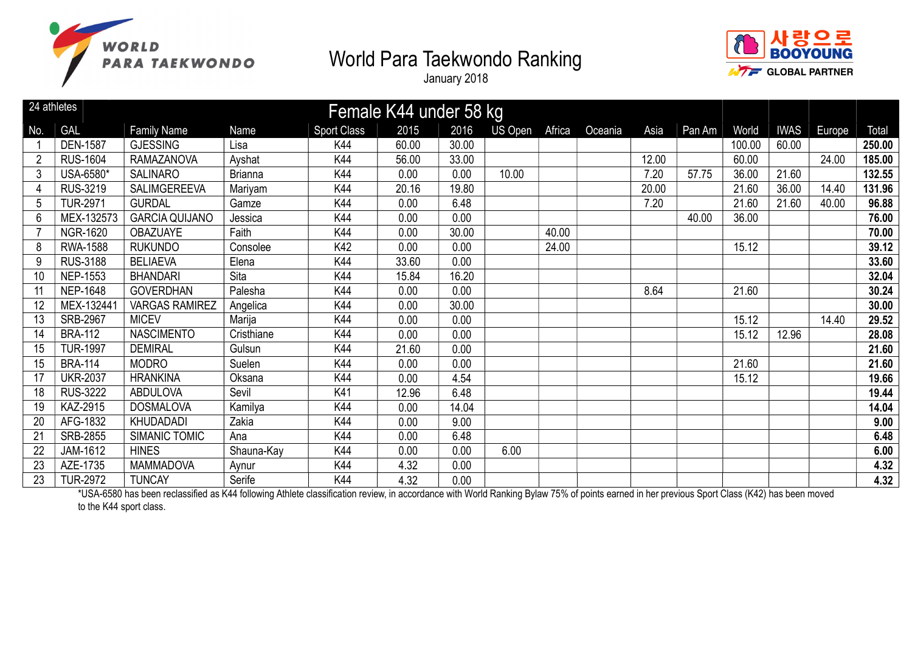# World Para Taekwondo Ranking

January 2018

| 24 athletes | | | | Female K44 under 58 kg | | | | | | | | | | | |
|---|---|---|---|---|---|---|---|---|---|---|---|---|---|---|---|
| No. | GAL | Family Name | Name | Sport Class | 2015 | 2016 | US Open | Africa | Oceania | Asia | Pan Am | World | IWAS | Europe | Total |
| 1 | DEN-1587 | GJESSING | Lisa | K44 | 60.00 | 30.00 | | | | | | 100.00 | 60.00 | | **250.00** |
| 2 | RUS-1604 | RAMAZANOVA | Ayshat | K44 | 56.00 | 33.00 | | | | 12.00 | | 60.00 | | 24.00 | **185.00** |
| 3 | USA-6580* | SALINARO | Brianna | K44 | 0.00 | 0.00 | 10.00 | | | 7.20 | 57.75 | 36.00 | 21.60 | | **132.55** |
| 4 | RUS-3219 | SALIMGEREEVA | Mariyam | K44 | 20.16 | 19.80 | | | | 20.00 | | 21.60 | 36.00 | 14.40 | **131.96** |
| 5 | TUR-2971 | GURDAL | Gamze | K44 | 0.00 | 6.48 | | | | 7.20 | | 21.60 | 21.60 | 40.00 | **96.88** |
| 6 | MEX-132573 | GARCIA QUIJANO | Jessica | K44 | 0.00 | 0.00 | | | | | 40.00 | 36.00 | | | **76.00** |
| 7 | NGR-1620 | OBAZUAYE | Faith | K44 | 0.00 | 30.00 | | 40.00 | | | | | | | **70.00** |
| 8 | RWA-1588 | RUKUNDO | Consolee | K42 | 0.00 | 0.00 | | 24.00 | | | | 15.12 | | | **39.12** |
| 9 | RUS-3188 | BELIAEVA | Elena | K44 | 33.60 | 0.00 | | | | | | | | | **33.60** |
| 10 | NEP-1553 | BHANDARI | Sita | K44 | 15.84 | 16.20 | | | | | | | | | **32.04** |
| 11 | NEP-1648 | GOVERDHAN | Palesha | K44 | 0.00 | 0.00 | | | | 8.64 | | 21.60 | | | **30.24** |
| 12 | MEX-132441 | VARGAS RAMIREZ | Angelica | K44 | 0.00 | 30.00 | | | | | | | | | **30.00** |
| 13 | SRB-2967 | MICEV | Marija | K44 | 0.00 | 0.00 | | | | | | 15.12 | | 14.40 | **29.52** |
| 14 | BRA-112 | NASCIMENTO | Cristhiane | K44 | 0.00 | 0.00 | | | | | | 15.12 | 12.96 | | **28.08** |
| 15 | TUR-1997 | DEMIRAL | Gulsun | K44 | 21.60 | 0.00 | | | | | | | | | **21.60** |
| 15 | BRA-114 | MODRO | Suelen | K44 | 0.00 | 0.00 | | | | | | 21.60 | | | **21.60** |
| 17 | UKR-2037 | HRANKINA | Oksana | K44 | 0.00 | 4.54 | | | | | | 15.12 | | | **19.66** |
| 18 | RUS-3222 | ABDULOVA | Sevil | K41 | 12.96 | 6.48 | | | | | | | | | **19.44** |
| 19 | KAZ-2915 | DOSMALOVA | Kamilya | K44 | 0.00 | 14.04 | | | | | | | | | **14.04** |
| 20 | AFG-1832 | KHUDADADI | Zakia | K44 | 0.00 | 9.00 | | | | | | | | | **9.00** |
| 21 | SRB-2855 | SIMANIC TOMIC | Ana | K44 | 0.00 | 6.48 | | | | | | | | | **6.48** |
| 22 | JAM-1612 | HINES | Shauna-Kay | K44 | 0.00 | 0.00 | 6.00 | | | | | | | | **6.00** |
| 23 | AZE-1735 | MAMMADOVA | Aynur | K44 | 4.32 | 0.00 | | | | | | | | | **4.32** |
| 23 | TUR-2972 | TUNCAY | Serife | K44 | 4.32 | 0.00 | | | | | | | | | **4.32** |

*USA-6580 has been reclassified as K44 following Athlete classification review, in accordance with World Ranking Bylaw 75% of points earned in her previous Sport Class (K42) has been moved to the K44 sport class.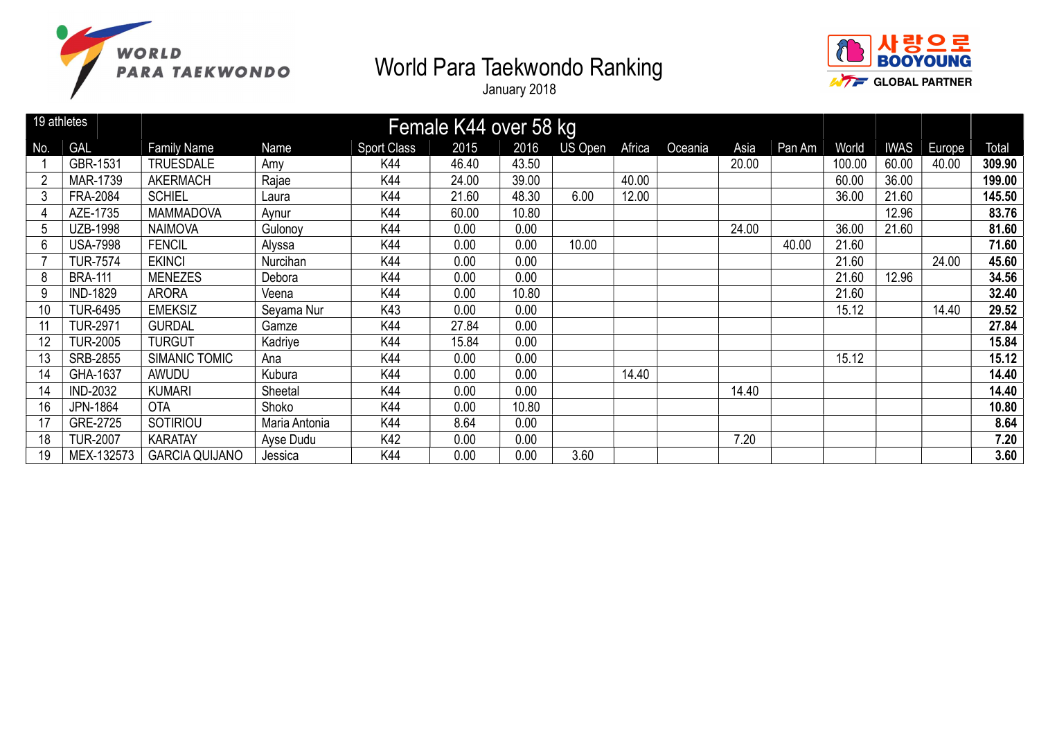# World Para Taekwondo Ranking

January 2018

| 19 athletes | | Female K44 over 58 kg | | | | | | | | | | | | | |
|---|---|---|---|---|---|---|---|---|---|---|---|---|---|---|---|
| No. | GAL | Family Name | Name | Sport Class | 2015 | 2016 | US Open | Africa | Oceania | Asia | Pan Am | World | IWAS | Europe | Total |
| 1 | GBR-1531 | TRUESDALE | Amy | K44 | 46.40 | 43.50 | | | | 20.00 | | 100.00 | 60.00 | 40.00 | **309.90** |
| 2 | MAR-1739 | AKERMACH | Rajae | K44 | 24.00 | 39.00 | | 40.00 | | | | 60.00 | 36.00 | | **199.00** |
| 3 | FRA-2084 | SCHIEL | Laura | K44 | 21.60 | 48.30 | 6.00 | 12.00 | | | | 36.00 | 21.60 | | **145.50** |
| 4 | AZE-1735 | MAMMADOVA | Aynur | K44 | 60.00 | 10.80 | | | | | | | 12.96 | | **83.76** |
| 5 | UZB-1998 | NAIMOVA | Gulonoy | K44 | 0.00 | 0.00 | | | | 24.00 | | 36.00 | 21.60 | | **81.60** |
| 6 | USA-7998 | FENCIL | Alyssa | K44 | 0.00 | 0.00 | 10.00 | | | | 40.00 | 21.60 | | | **71.60** |
| 7 | TUR-7574 | EKINCI | Nurcihan | K44 | 0.00 | 0.00 | | | | | | 21.60 | | 24.00 | **45.60** |
| 8 | BRA-111 | MENEZES | Debora | K44 | 0.00 | 0.00 | | | | | | 21.60 | 12.96 | | **34.56** |
| 9 | IND-1829 | ARORA | Veena | K44 | 0.00 | 10.80 | | | | | | 21.60 | | | **32.40** |
| 10 | TUR-6495 | EMEKSIZ | Seyama Nur | K43 | 0.00 | 0.00 | | | | | | 15.12 | | 14.40 | **29.52** |
| 11 | TUR-2971 | GURDAL | Gamze | K44 | 27.84 | 0.00 | | | | | | | | | **27.84** |
| 12 | TUR-2005 | TURGUT | Kadriye | K44 | 15.84 | 0.00 | | | | | | | | | **15.84** |
| 13 | SRB-2855 | SIMANIC TOMIC | Ana | K44 | 0.00 | 0.00 | | | | | | 15.12 | | | **15.12** |
| 14 | GHA-1637 | AWUDU | Kubura | K44 | 0.00 | 0.00 | | 14.40 | | | | | | | **14.40** |
| 14 | IND-2032 | KUMARI | Sheetal | K44 | 0.00 | 0.00 | | | | 14.40 | | | | | **14.40** |
| 16 | JPN-1864 | OTA | Shoko | K44 | 0.00 | 10.80 | | | | | | | | | **10.80** |
| 17 | GRE-2725 | SOTIRIOU | Maria Antonia | K44 | 8.64 | 0.00 | | | | | | | | | **8.64** |
| 18 | TUR-2007 | KARATAY | Ayse Dudu | K42 | 0.00 | 0.00 | | | | 7.20 | | | | | **7.20** |
| 19 | MEX-132573 | GARCIA QUIJANO | Jessica | K44 | 0.00 | 0.00 | 3.60 | | | | | | | | **3.60** |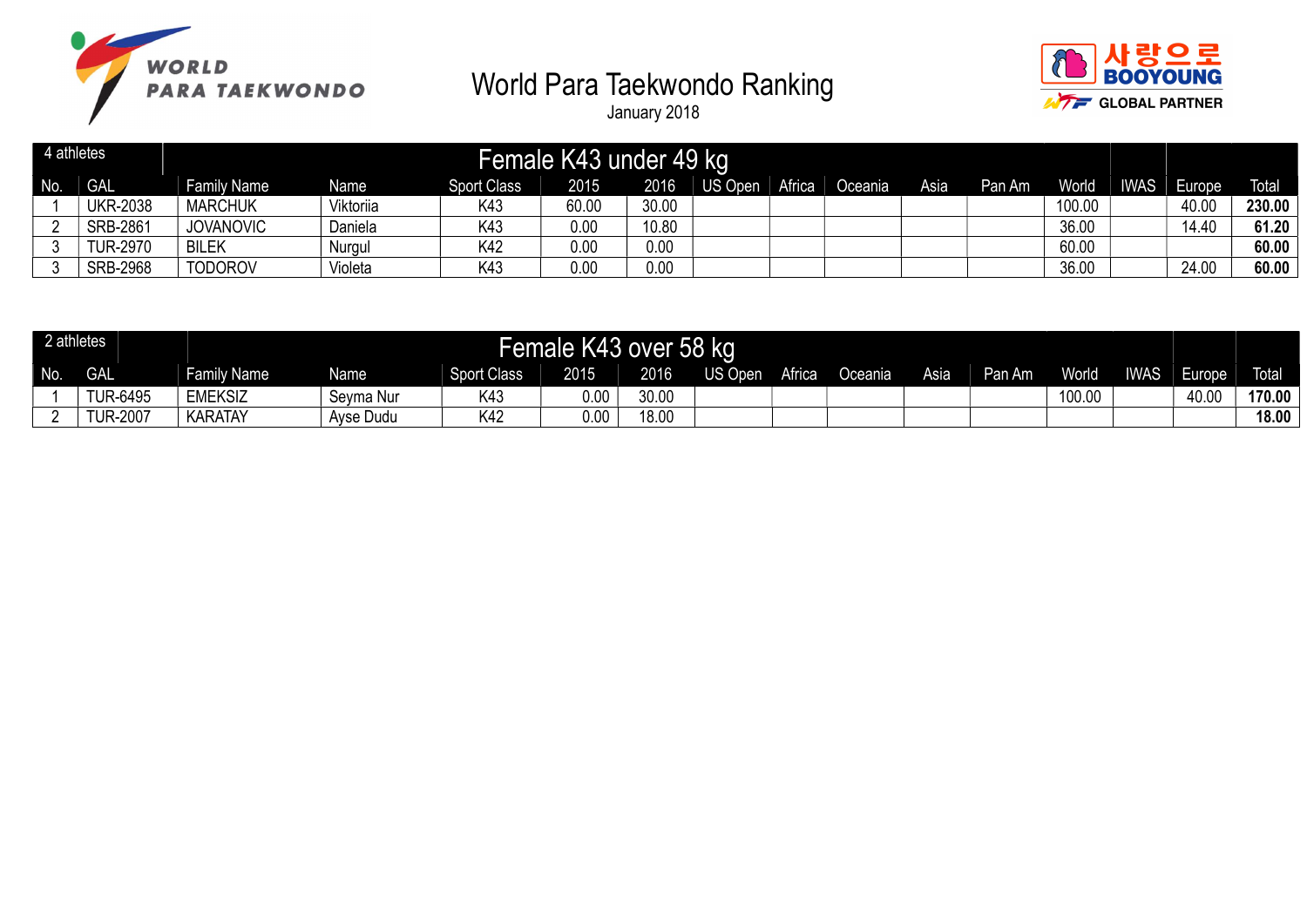# World Para Taekwondo Ranking

January 2018

## Female K43 under 49 kg

4 athletes

| No. | GAL | Family Name | Name | Sport Class | 2015 | 2016 | US Open | Africa | Oceania | Asia | Pan Am | World | IWAS | Europe | Total |
|---|---|---|---|---|---|---|---|---|---|---|---|---|---|---|---|
| 1 | UKR-2038 | MARCHUK | Viktoriia | K43 | 60.00 | 30.00 | | | | | | 100.00 | | 40.00 | **230.00** |
| 2 | SRB-2861 | JOVANOVIC | Daniela | K43 | 0.00 | 10.80 | | | | | | 36.00 | | 14.40 | **61.20** |
| 3 | TUR-2970 | BILEK | Nurgul | K42 | 0.00 | 0.00 | | | | | | 60.00 | | | **60.00** |
| 3 | SRB-2968 | TODOROV | Violeta | K43 | 0.00 | 0.00 | | | | | | 36.00 | | 24.00 | **60.00** |

## Female K43 over 58 kg

2 athletes

| No. | GAL | Family Name | Name | Sport Class | 2015 | 2016 | US Open | Africa | Oceania | Asia | Pan Am | World | IWAS | Europe | Total |
|---|---|---|---|---|---|---|---|---|---|---|---|---|---|---|---|
| 1 | TUR-6495 | EMEKSIZ | Seyma Nur | K43 | 0.00 | 30.00 | | | | | | 100.00 | | 40.00 | **170.00** |
| 2 | TUR-2007 | KARATAY | Ayse Dudu | K42 | 0.00 | 18.00 | | | | | | | | | **18.00** |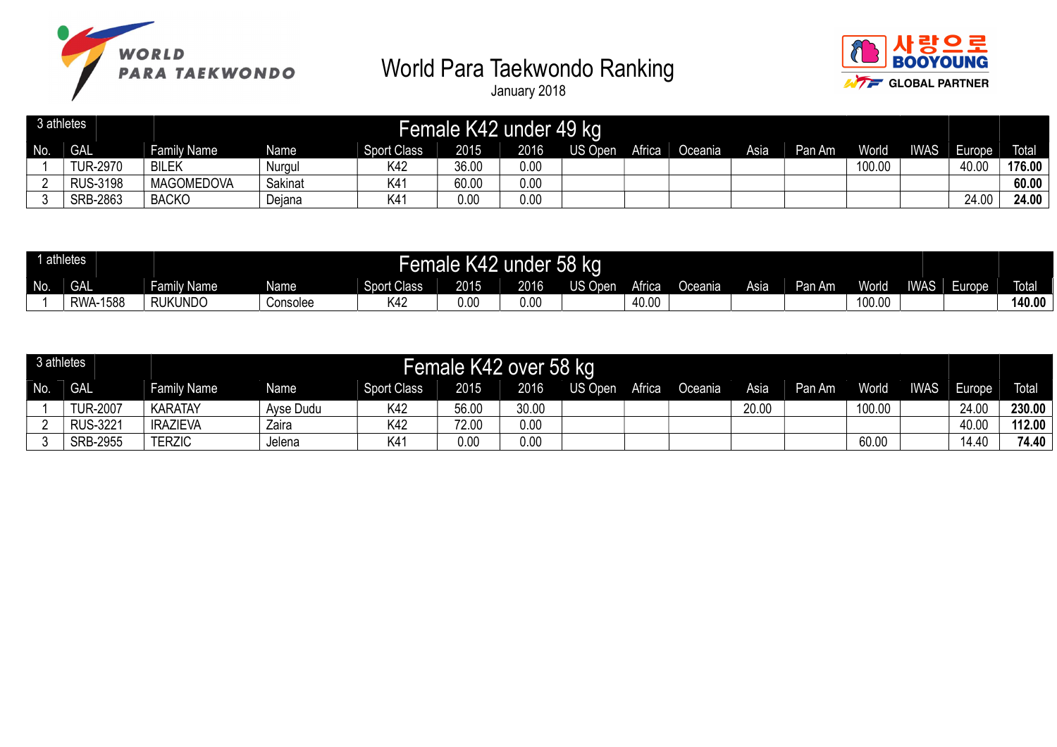# World Para Taekwondo Ranking

January 2018

## Female K42 under 49 kg

3 athletes

| No. | GAL | Family Name | Name | Sport Class | 2015 | 2016 | US Open | Africa | Oceania | Asia | Pan Am | World | IWAS | Europe | Total |
|---|---|---|---|---|---|---|---|---|---|---|---|---|---|---|---|
| 1 | TUR-2970 | BILEK | Nurgul | K42 | 36.00 | 0.00 | | | | | | 100.00 | | 40.00 | **176.00** |
| 2 | RUS-3198 | MAGOMEDOVA | Sakinat | K41 | 60.00 | 0.00 | | | | | | | | | **60.00** |
| 3 | SRB-2863 | BACKO | Dejana | K41 | 0.00 | 0.00 | | | | | | | | 24.00 | **24.00** |

## Female K42 under 58 kg

1 athletes

| No. | GAL | Family Name | Name | Sport Class | 2015 | 2016 | US Open | Africa | Oceania | Asia | Pan Am | World | IWAS | Europe | Total |
|---|---|---|---|---|---|---|---|---|---|---|---|---|---|---|---|
| 1 | RWA-1588 | RUKUNDO | Consolee | K42 | 0.00 | 0.00 | | 40.00 | | | | 100.00 | | | **140.00** |

## Female K42 over 58 kg

3 athletes

| No. | GAL | Family Name | Name | Sport Class | 2015 | 2016 | US Open | Africa | Oceania | Asia | Pan Am | World | IWAS | Europe | Total |
|---|---|---|---|---|---|---|---|---|---|---|---|---|---|---|---|
| 1 | TUR-2007 | KARATAY | Ayse Dudu | K42 | 56.00 | 30.00 | | | | 20.00 | | 100.00 | | 24.00 | **230.00** |
| 2 | RUS-3221 | IRAZIEVA | Zaira | K42 | 72.00 | 0.00 | | | | | | | | 40.00 | **112.00** |
| 3 | SRB-2955 | TERZIC | Jelena | K41 | 0.00 | 0.00 | | | | | | 60.00 | | 14.40 | **74.40** |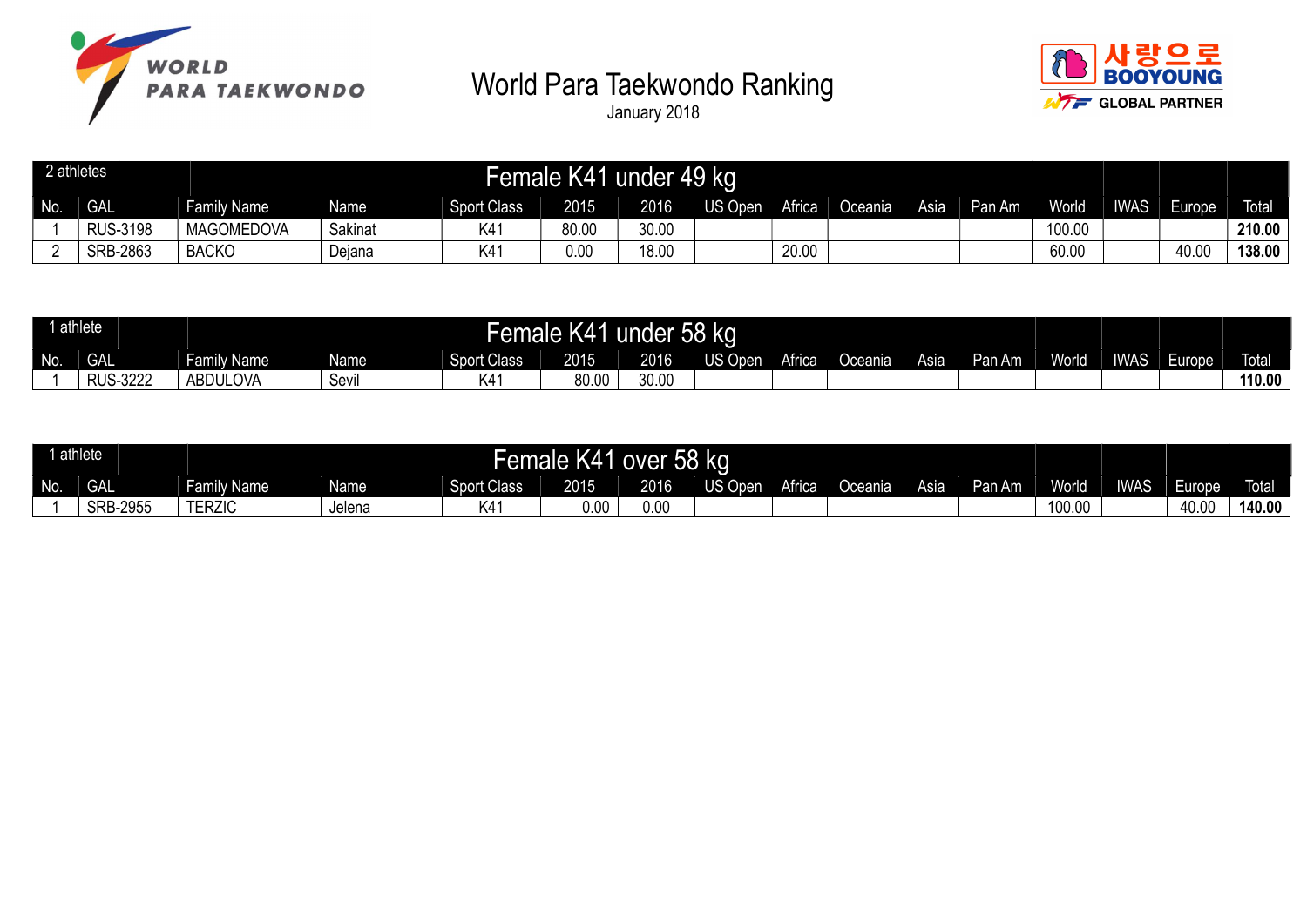# World Para Taekwondo Ranking

January 2018

## Female K41 under 49 kg

2 athletes

| No. | GAL | Family Name | Name | Sport Class | 2015 | 2016 | US Open | Africa | Oceania | Asia | Pan Am | World | IWAS | Europe | Total |
|---|---|---|---|---|---|---|---|---|---|---|---|---|---|---|---|
| 1 | RUS-3198 | MAGOMEDOVA | Sakinat | K41 | 80.00 | 30.00 | | | | | | 100.00 | | | **210.00** |
| 2 | SRB-2863 | BACKO | Dejana | K41 | 0.00 | 18.00 | | 20.00 | | | | 60.00 | | 40.00 | **138.00** |

## Female K41 under 58 kg

1 athlete

| No. | GAL | Family Name | Name | Sport Class | 2015 | 2016 | US Open | Africa | Oceania | Asia | Pan Am | World | IWAS | Europe | Total |
|---|---|---|---|---|---|---|---|---|---|---|---|---|---|---|---|
| 1 | RUS-3222 | ABDULOVA | Sevil | K41 | 80.00 | 30.00 | | | | | | | | | **110.00** |

## Female K41 over 58 kg

1 athlete

| No. | GAL | Family Name | Name | Sport Class | 2015 | 2016 | US Open | Africa | Oceania | Asia | Pan Am | World | IWAS | Europe | Total |
|---|---|---|---|---|---|---|---|---|---|---|---|---|---|---|---|
| 1 | SRB-2955 | TERZIC | Jelena | K41 | 0.00 | 0.00 | | | | | | 100.00 | | 40.00 | **140.00** |